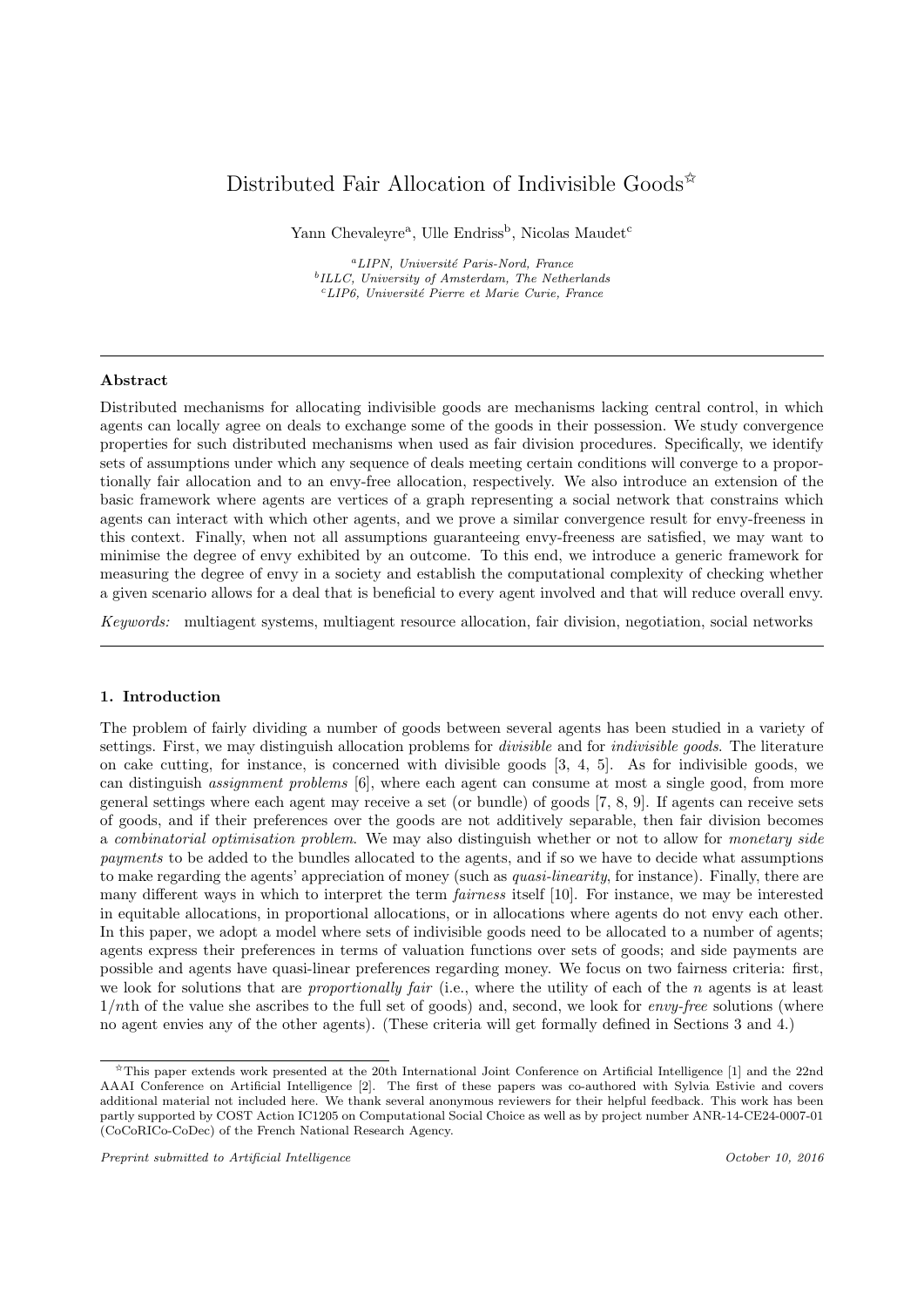# Distributed Fair Allocation of Indivisible Goods[☆]

Yann Chevaleyre[a], Ulle Endriss[b], Nicolas Maudet[c]

[a] *LIPN, Université Paris-Nord, France*
[b] *ILLC, University of Amsterdam, The Netherlands*
[c] *LIP6, Université Pierre et Marie Curie, France*

---

## Abstract

Distributed mechanisms for allocating indivisible goods are mechanisms lacking central control, in which agents can locally agree on deals to exchange some of the goods in their possession. We study convergence properties for such distributed mechanisms when used as fair division procedures. Specifically, we identify sets of assumptions under which any sequence of deals meeting certain conditions will converge to a proportionally fair allocation and to an envy-free allocation, respectively. We also introduce an extension of the basic framework where agents are vertices of a graph representing a social network that constrains which agents can interact with which other agents, and we prove a similar convergence result for envy-freeness in this context. Finally, when not all assumptions guaranteeing envy-freeness are satisfied, we may want to minimise the degree of envy exhibited by an outcome. To this end, we introduce a generic framework for measuring the degree of envy in a society and establish the computational complexity of checking whether a given scenario allows for a deal that is beneficial to every agent involved and that will reduce overall envy.

*Keywords:* multiagent systems, multiagent resource allocation, fair division, negotiation, social networks

---

## 1. Introduction

The problem of fairly dividing a number of goods between several agents has been studied in a variety of settings. First, we may distinguish allocation problems for *divisible* and for *indivisible goods*. The literature on cake cutting, for instance, is concerned with divisible goods [3, 4, 5]. As for indivisible goods, we can distinguish *assignment problems* [6], where each agent can consume at most a single good, from more general settings where each agent may receive a set (or bundle) of goods [7, 8, 9]. If agents can receive sets of goods, and if their preferences over the goods are not additively separable, then fair division becomes a *combinatorial optimisation problem*. We may also distinguish whether or not to allow for *monetary side payments* to be added to the bundles allocated to the agents, and if so we have to decide what assumptions to make regarding the agents' appreciation of money (such as *quasi-linearity*, for instance). Finally, there are many different ways in which to interpret the term *fairness* itself [10]. For instance, we may be interested in equitable allocations, in proportional allocations, or in allocations where agents do not envy each other. In this paper, we adopt a model where sets of indivisible goods need to be allocated to a number of agents; agents express their preferences in terms of valuation functions over sets of goods; and side payments are possible and agents have quasi-linear preferences regarding money. We focus on two fairness criteria: first, we look for solutions that are *proportionally fair* (i.e., where the utility of each of the $n$ agents is at least $1/n$th of the value she ascribes to the full set of goods) and, second, we look for *envy-free* solutions (where no agent envies any of the other agents). (These criteria will get formally defined in Sections 3 and 4.)

---

[☆] This paper extends work presented at the 20th International Joint Conference on Artificial Intelligence [1] and the 22nd AAAI Conference on Artificial Intelligence [2]. The first of these papers was co-authored with Sylvia Estivie and covers additional material not included here. We thank several anonymous reviewers for their helpful feedback. This work has been partly supported by COST Action IC1205 on Computational Social Choice as well as by project number ANR-14-CE24-0007-01 (CoCoRICo-CoDec) of the French National Research Agency.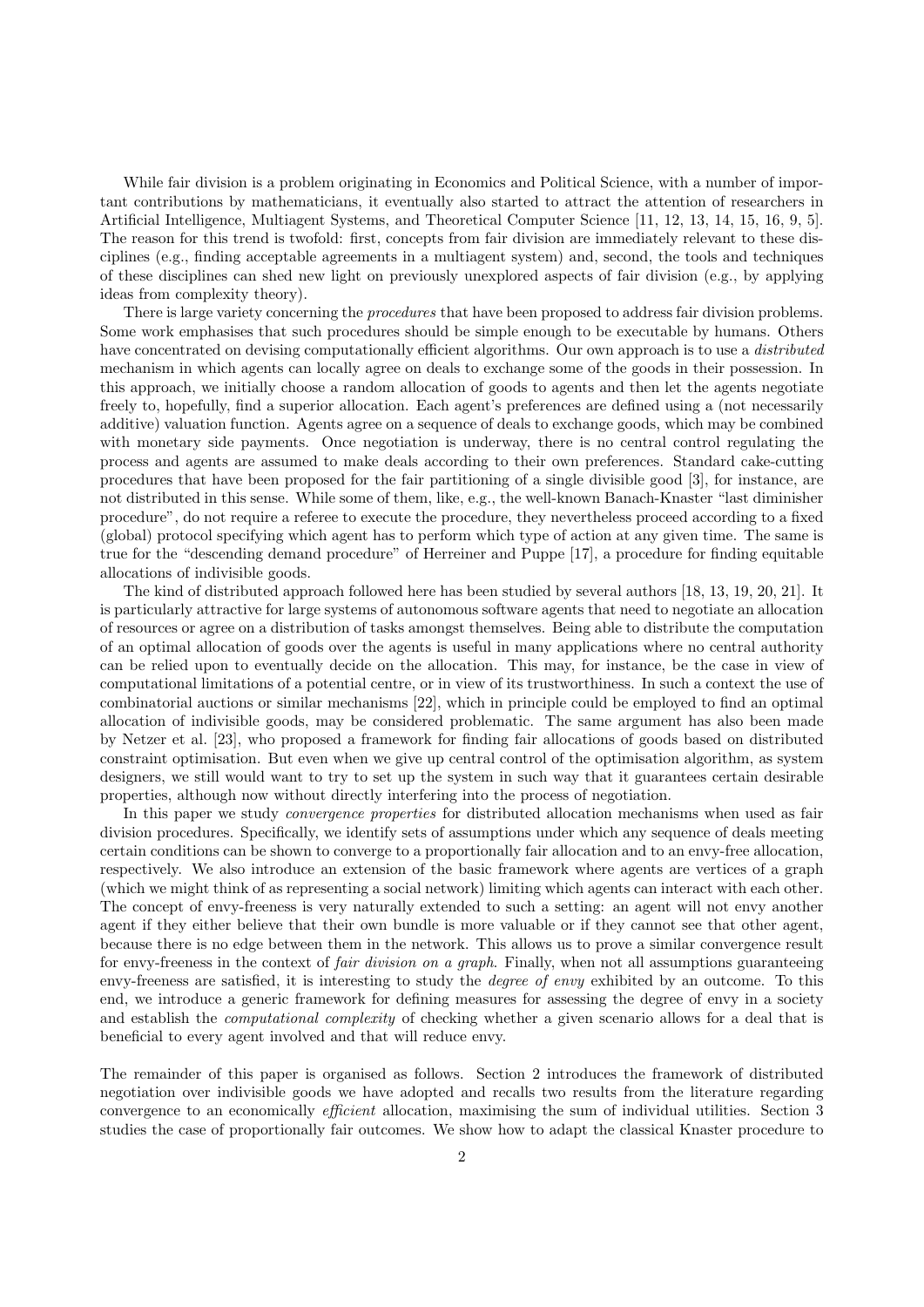While fair division is a problem originating in Economics and Political Science, with a number of important contributions by mathematicians, it eventually also started to attract the attention of researchers in Artificial Intelligence, Multiagent Systems, and Theoretical Computer Science [11, 12, 13, 14, 15, 16, 9, 5]. The reason for this trend is twofold: first, concepts from fair division are immediately relevant to these disciplines (e.g., finding acceptable agreements in a multiagent system) and, second, the tools and techniques of these disciplines can shed new light on previously unexplored aspects of fair division (e.g., by applying ideas from complexity theory).

There is large variety concerning the *procedures* that have been proposed to address fair division problems. Some work emphasises that such procedures should be simple enough to be executable by humans. Others have concentrated on devising computationally efficient algorithms. Our own approach is to use a *distributed* mechanism in which agents can locally agree on deals to exchange some of the goods in their possession. In this approach, we initially choose a random allocation of goods to agents and then let the agents negotiate freely to, hopefully, find a superior allocation. Each agent's preferences are defined using a (not necessarily additive) valuation function. Agents agree on a sequence of deals to exchange goods, which may be combined with monetary side payments. Once negotiation is underway, there is no central control regulating the process and agents are assumed to make deals according to their own preferences. Standard cake-cutting procedures that have been proposed for the fair partitioning of a single divisible good [3], for instance, are not distributed in this sense. While some of them, like, e.g., the well-known Banach-Knaster "last diminisher procedure", do not require a referee to execute the procedure, they nevertheless proceed according to a fixed (global) protocol specifying which agent has to perform which type of action at any given time. The same is true for the "descending demand procedure" of Herreiner and Puppe [17], a procedure for finding equitable allocations of indivisible goods.

The kind of distributed approach followed here has been studied by several authors [18, 13, 19, 20, 21]. It is particularly attractive for large systems of autonomous software agents that need to negotiate an allocation of resources or agree on a distribution of tasks amongst themselves. Being able to distribute the computation of an optimal allocation of goods over the agents is useful in many applications where no central authority can be relied upon to eventually decide on the allocation. This may, for instance, be the case in view of computational limitations of a potential centre, or in view of its trustworthiness. In such a context the use of combinatorial auctions or similar mechanisms [22], which in principle could be employed to find an optimal allocation of indivisible goods, may be considered problematic. The same argument has also been made by Netzer et al. [23], who proposed a framework for finding fair allocations of goods based on distributed constraint optimisation. But even when we give up central control of the optimisation algorithm, as system designers, we still would want to try to set up the system in such way that it guarantees certain desirable properties, although now without directly interfering into the process of negotiation.

In this paper we study *convergence properties* for distributed allocation mechanisms when used as fair division procedures. Specifically, we identify sets of assumptions under which any sequence of deals meeting certain conditions can be shown to converge to a proportionally fair allocation and to an envy-free allocation, respectively. We also introduce an extension of the basic framework where agents are vertices of a graph (which we might think of as representing a social network) limiting which agents can interact with each other. The concept of envy-freeness is very naturally extended to such a setting: an agent will not envy another agent if they either believe that their own bundle is more valuable or if they cannot see that other agent, because there is no edge between them in the network. This allows us to prove a similar convergence result for envy-freeness in the context of *fair division on a graph*. Finally, when not all assumptions guaranteeing envy-freeness are satisfied, it is interesting to study the *degree of envy* exhibited by an outcome. To this end, we introduce a generic framework for defining measures for assessing the degree of envy in a society and establish the *computational complexity* of checking whether a given scenario allows for a deal that is beneficial to every agent involved and that will reduce envy.

The remainder of this paper is organised as follows. Section 2 introduces the framework of distributed negotiation over indivisible goods we have adopted and recalls two results from the literature regarding convergence to an economically *efficient* allocation, maximising the sum of individual utilities. Section 3 studies the case of proportionally fair outcomes. We show how to adapt the classical Knaster procedure to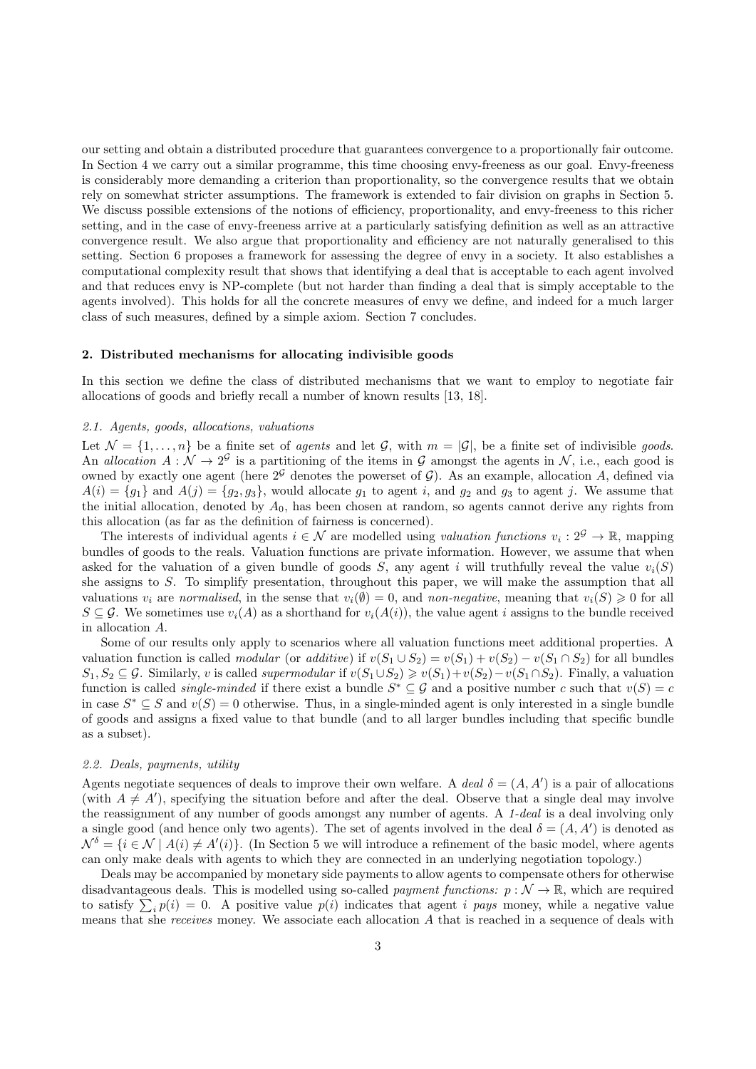our setting and obtain a distributed procedure that guarantees convergence to a proportionally fair outcome. In Section 4 we carry out a similar programme, this time choosing envy-freeness as our goal. Envy-freeness is considerably more demanding a criterion than proportionality, so the convergence results that we obtain rely on somewhat stricter assumptions. The framework is extended to fair division on graphs in Section 5. We discuss possible extensions of the notions of efficiency, proportionality, and envy-freeness to this richer setting, and in the case of envy-freeness arrive at a particularly satisfying definition as well as an attractive convergence result. We also argue that proportionality and efficiency are not naturally generalised to this setting. Section 6 proposes a framework for assessing the degree of envy in a society. It also establishes a computational complexity result that shows that identifying a deal that is acceptable to each agent involved and that reduces envy is NP-complete (but not harder than finding a deal that is simply acceptable to the agents involved). This holds for all the concrete measures of envy we define, and indeed for a much larger class of such measures, defined by a simple axiom. Section 7 concludes.

## 2. Distributed mechanisms for allocating indivisible goods

In this section we define the class of distributed mechanisms that we want to employ to negotiate fair allocations of goods and briefly recall a number of known results [13, 18].

### 2.1. Agents, goods, allocations, valuations

Let $\mathcal{N} = \{1, \ldots, n\}$ be a finite set of *agents* and let $\mathcal{G}$, with $m = |\mathcal{G}|$, be a finite set of indivisible *goods*. An *allocation* $A : \mathcal{N} \to 2^{\mathcal{G}}$ is a partitioning of the items in $\mathcal{G}$ amongst the agents in $\mathcal{N}$, i.e., each good is owned by exactly one agent (here $2^{\mathcal{G}}$ denotes the powerset of $\mathcal{G}$). As an example, allocation $A$, defined via $A(i) = \{g_1\}$ and $A(j) = \{g_2, g_3\}$, would allocate $g_1$ to agent $i$, and $g_2$ and $g_3$ to agent $j$. We assume that the initial allocation, denoted by $A_0$, has been chosen at random, so agents cannot derive any rights from this allocation (as far as the definition of fairness is concerned).

The interests of individual agents $i \in \mathcal{N}$ are modelled using *valuation functions* $v_i : 2^{\mathcal{G}} \to \mathbb{R}$, mapping bundles of goods to the reals. Valuation functions are private information. However, we assume that when asked for the valuation of a given bundle of goods $S$, any agent $i$ will truthfully reveal the value $v_i(S)$ she assigns to $S$. To simplify presentation, throughout this paper, we will make the assumption that all valuations $v_i$ are *normalised*, in the sense that $v_i(\emptyset) = 0$, and *non-negative*, meaning that $v_i(S) \geqslant 0$ for all $S \subseteq \mathcal{G}$. We sometimes use $v_i(A)$ as a shorthand for $v_i(A(i))$, the value agent $i$ assigns to the bundle received in allocation $A$.

Some of our results only apply to scenarios where all valuation functions meet additional properties. A valuation function is called *modular* (or *additive*) if $v(S_1 \cup S_2) = v(S_1) + v(S_2) - v(S_1 \cap S_2)$ for all bundles $S_1, S_2 \subseteq \mathcal{G}$. Similarly, $v$ is called *supermodular* if $v(S_1 \cup S_2) \geqslant v(S_1) + v(S_2) - v(S_1 \cap S_2)$. Finally, a valuation function is called *single-minded* if there exist a bundle $S^* \subseteq \mathcal{G}$ and a positive number $c$ such that $v(S) = c$ in case $S^* \subseteq S$ and $v(S) = 0$ otherwise. Thus, in a single-minded agent is only interested in a single bundle of goods and assigns a fixed value to that bundle (and to all larger bundles including that specific bundle as a subset).

### 2.2. Deals, payments, utility

Agents negotiate sequences of deals to improve their own welfare. A *deal* $\delta = (A, A')$ is a pair of allocations (with $A \neq A'$), specifying the situation before and after the deal. Observe that a single deal may involve the reassignment of any number of goods amongst any number of agents. A *1-deal* is a deal involving only a single good (and hence only two agents). The set of agents involved in the deal $\delta = (A, A')$ is denoted as $\mathcal{N}^\delta = \{i \in \mathcal{N} \mid A(i) \neq A'(i)\}$. (In Section 5 we will introduce a refinement of the basic model, where agents can only make deals with agents to which they are connected in an underlying negotiation topology.)

Deals may be accompanied by monetary side payments to allow agents to compensate others for otherwise disadvantageous deals. This is modelled using so-called *payment functions:* $p : \mathcal{N} \to \mathbb{R}$, which are required to satisfy $\sum_i p(i) = 0$. A positive value $p(i)$ indicates that agent $i$ *pays* money, while a negative value means that she *receives* money. We associate each allocation $A$ that is reached in a sequence of deals with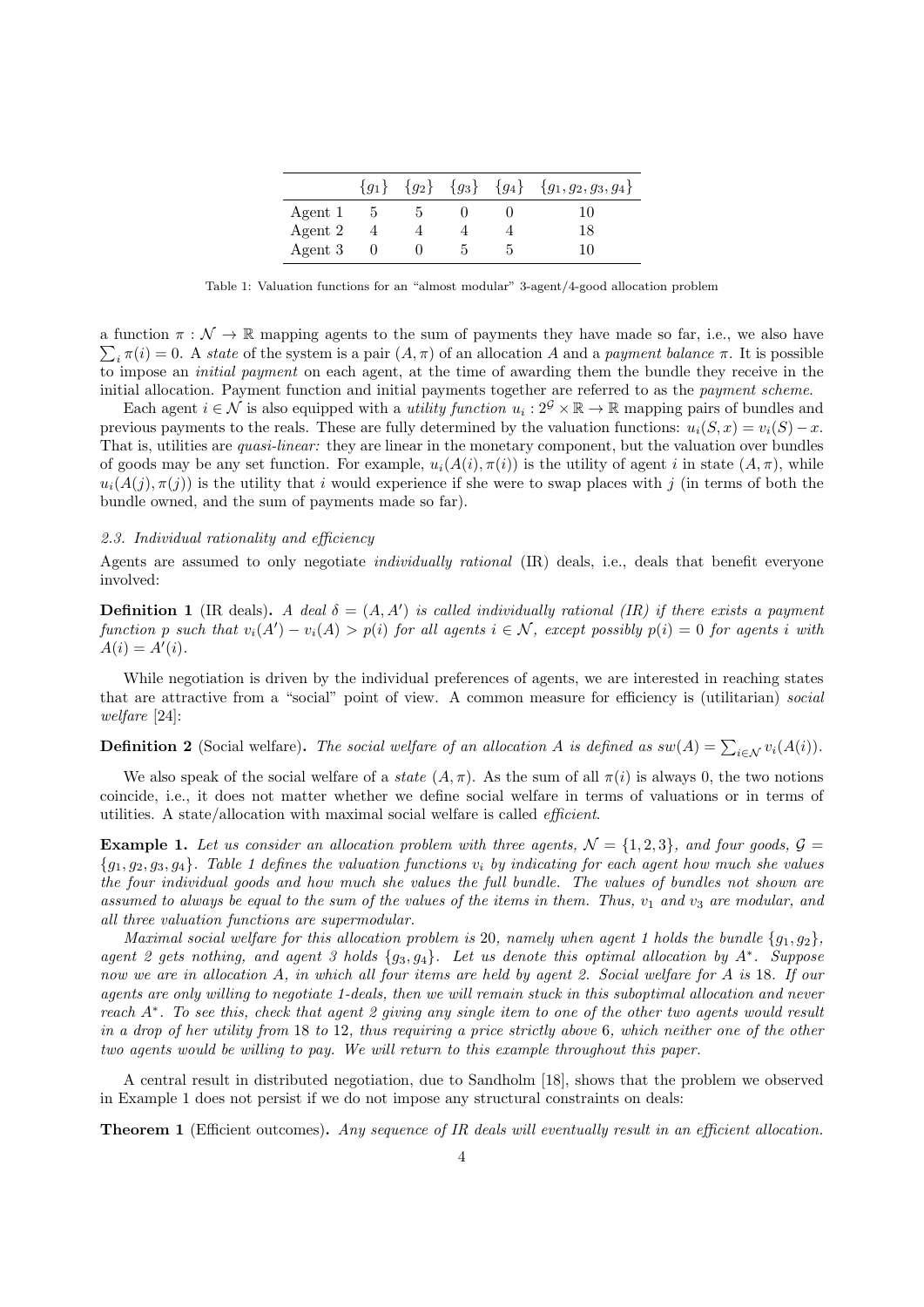|  | $\{g_1\}$ | $\{g_2\}$ | $\{g_3\}$ | $\{g_4\}$ | $\{g_1, g_2, g_3, g_4\}$ |
|---|---|---|---|---|---|
| Agent 1 | 5 | 5 | 0 | 0 | 10 |
| Agent 2 | 4 | 4 | 4 | 4 | 18 |
| Agent 3 | 0 | 0 | 5 | 5 | 10 |

Table 1: Valuation functions for an "almost modular" 3-agent/4-good allocation problem

a function $\pi : \mathcal{N} \to \mathbb{R}$ mapping agents to the sum of payments they have made so far, i.e., we also have $\sum_i \pi(i) = 0$. A *state* of the system is a pair $(A, \pi)$ of an allocation $A$ and a *payment balance* $\pi$. It is possible to impose an *initial payment* on each agent, at the time of awarding them the bundle they receive in the initial allocation. Payment function and initial payments together are referred to as the *payment scheme*.

Each agent $i \in \mathcal{N}$ is also equipped with a *utility function* $u_i : 2^{\mathcal{G}} \times \mathbb{R} \to \mathbb{R}$ mapping pairs of bundles and previous payments to the reals. These are fully determined by the valuation functions: $u_i(S, x) = v_i(S) - x$. That is, utilities are *quasi-linear:* they are linear in the monetary component, but the valuation over bundles of goods may be any set function. For example, $u_i(A(i), \pi(i))$ is the utility of agent $i$ in state $(A, \pi)$, while $u_i(A(j), \pi(j))$ is the utility that $i$ would experience if she were to swap places with $j$ (in terms of both the bundle owned, and the sum of payments made so far).

### 2.3. Individual rationality and efficiency

Agents are assumed to only negotiate *individually rational* (IR) deals, i.e., deals that benefit everyone involved:

**Definition 1** (IR deals)**.** *A deal $\delta = (A, A')$ is called individually rational (IR) if there exists a payment function $p$ such that $v_i(A') - v_i(A) > p(i)$ for all agents $i \in \mathcal{N}$, except possibly $p(i) = 0$ for agents $i$ with $A(i) = A'(i)$.*

While negotiation is driven by the individual preferences of agents, we are interested in reaching states that are attractive from a "social" point of view. A common measure for efficiency is (utilitarian) *social welfare* [24]:

**Definition 2** (Social welfare)**.** *The social welfare of an allocation $A$ is defined as $sw(A) = \sum_{i \in \mathcal{N}} v_i(A(i))$.*

We also speak of the social welfare of a *state* $(A, \pi)$. As the sum of all $\pi(i)$ is always 0, the two notions coincide, i.e., it does not matter whether we define social welfare in terms of valuations or in terms of utilities. A state/allocation with maximal social welfare is called *efficient*.

**Example 1.** *Let us consider an allocation problem with three agents, $\mathcal{N} = \{1, 2, 3\}$, and four goods, $\mathcal{G} = \{g_1, g_2, g_3, g_4\}$. Table 1 defines the valuation functions $v_i$ by indicating for each agent how much she values the four individual goods and how much she values the full bundle. The values of bundles not shown are assumed to always be equal to the sum of the values of the items in them. Thus, $v_1$ and $v_3$ are modular, and all three valuation functions are supermodular.*

*Maximal social welfare for this allocation problem is 20, namely when agent 1 holds the bundle $\{g_1, g_2\}$, agent 2 gets nothing, and agent 3 holds $\{g_3, g_4\}$. Let us denote this optimal allocation by $A^*$. Suppose now we are in allocation $A$, in which all four items are held by agent 2. Social welfare for $A$ is 18. If our agents are only willing to negotiate 1-deals, then we will remain stuck in this suboptimal allocation and never reach $A^*$. To see this, check that agent 2 giving any single item to one of the other two agents would result in a drop of her utility from 18 to 12, thus requiring a price strictly above 6, which neither one of the other two agents would be willing to pay. We will return to this example throughout this paper.*

A central result in distributed negotiation, due to Sandholm [18], shows that the problem we observed in Example 1 does not persist if we do not impose any structural constraints on deals:

**Theorem 1** (Efficient outcomes)**.** *Any sequence of IR deals will eventually result in an efficient allocation.*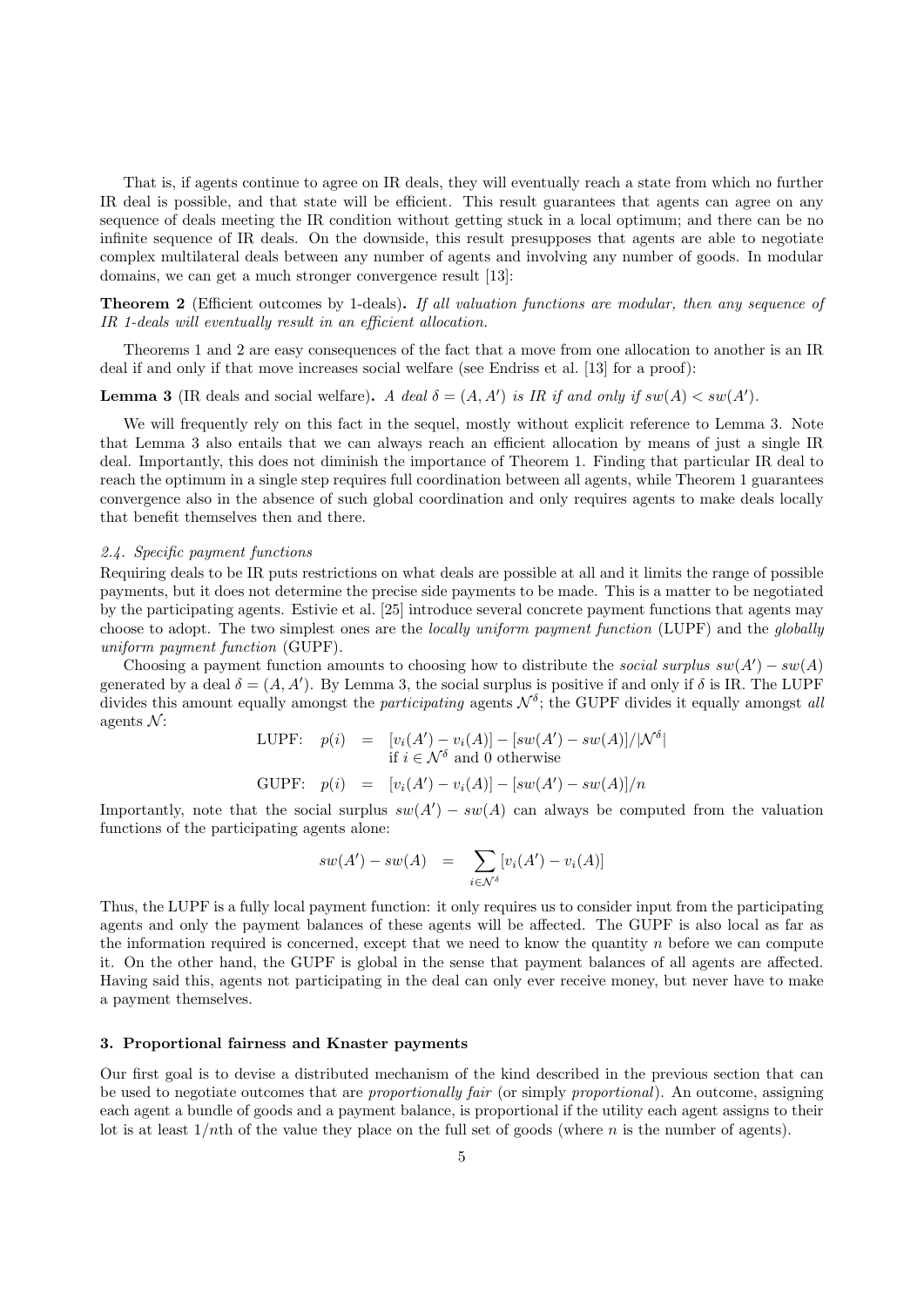That is, if agents continue to agree on IR deals, they will eventually reach a state from which no further IR deal is possible, and that state will be efficient. This result guarantees that agents can agree on any sequence of deals meeting the IR condition without getting stuck in a local optimum; and there can be no infinite sequence of IR deals. On the downside, this result presupposes that agents are able to negotiate complex multilateral deals between any number of agents and involving any number of goods. In modular domains, we can get a much stronger convergence result [13]:

**Theorem 2** (Efficient outcomes by 1-deals)**.** *If all valuation functions are modular, then any sequence of IR 1-deals will eventually result in an efficient allocation.*

Theorems 1 and 2 are easy consequences of the fact that a move from one allocation to another is an IR deal if and only if that move increases social welfare (see Endriss et al. [13] for a proof):

**Lemma 3** (IR deals and social welfare)**.** *A deal $\delta = (A, A')$ is IR if and only if $sw(A) < sw(A')$.*

We will frequently rely on this fact in the sequel, mostly without explicit reference to Lemma 3. Note that Lemma 3 also entails that we can always reach an efficient allocation by means of just a single IR deal. Importantly, this does not diminish the importance of Theorem 1. Finding that particular IR deal to reach the optimum in a single step requires full coordination between all agents, while Theorem 1 guarantees convergence also in the absence of such global coordination and only requires agents to make deals locally that benefit themselves then and there.

### 2.4. Specific payment functions

Requiring deals to be IR puts restrictions on what deals are possible at all and it limits the range of possible payments, but it does not determine the precise side payments to be made. This is a matter to be negotiated by the participating agents. Estivie et al. [25] introduce several concrete payment functions that agents may choose to adopt. The two simplest ones are the *locally uniform payment function* (LUPF) and the *globally uniform payment function* (GUPF).

Choosing a payment function amounts to choosing how to distribute the *social surplus* $sw(A') - sw(A)$ generated by a deal $\delta = (A, A')$. By Lemma 3, the social surplus is positive if and only if $\delta$ is IR. The LUPF divides this amount equally amongst the *participating* agents $\mathcal{N}^\delta$; the GUPF divides it equally amongst *all* agents $\mathcal{N}$:

$$\text{LUPF:} \quad p(i) \quad = \quad [v_i(A') - v_i(A)] - [sw(A') - sw(A)]/|\mathcal{N}^\delta| \quad \text{if } i \in \mathcal{N}^\delta \text{ and 0 otherwise}$$

$$\text{GUPF:} \quad p(i) \quad = \quad [v_i(A') - v_i(A)] - [sw(A') - sw(A)]/n$$

Importantly, note that the social surplus $sw(A') - sw(A)$ can always be computed from the valuation functions of the participating agents alone:

$$sw(A') - sw(A) \quad = \quad \sum_{i \in \mathcal{N}^\delta} [v_i(A') - v_i(A)]$$

Thus, the LUPF is a fully local payment function: it only requires us to consider input from the participating agents and only the payment balances of these agents will be affected. The GUPF is also local as far as the information required is concerned, except that we need to know the quantity $n$ before we can compute it. On the other hand, the GUPF is global in the sense that payment balances of all agents are affected. Having said this, agents not participating in the deal can only ever receive money, but never have to make a payment themselves.

## 3. Proportional fairness and Knaster payments

Our first goal is to devise a distributed mechanism of the kind described in the previous section that can be used to negotiate outcomes that are *proportionally fair* (or simply *proportional*). An outcome, assigning each agent a bundle of goods and a payment balance, is proportional if the utility each agent assigns to their lot is at least $1/n$th of the value they place on the full set of goods (where $n$ is the number of agents).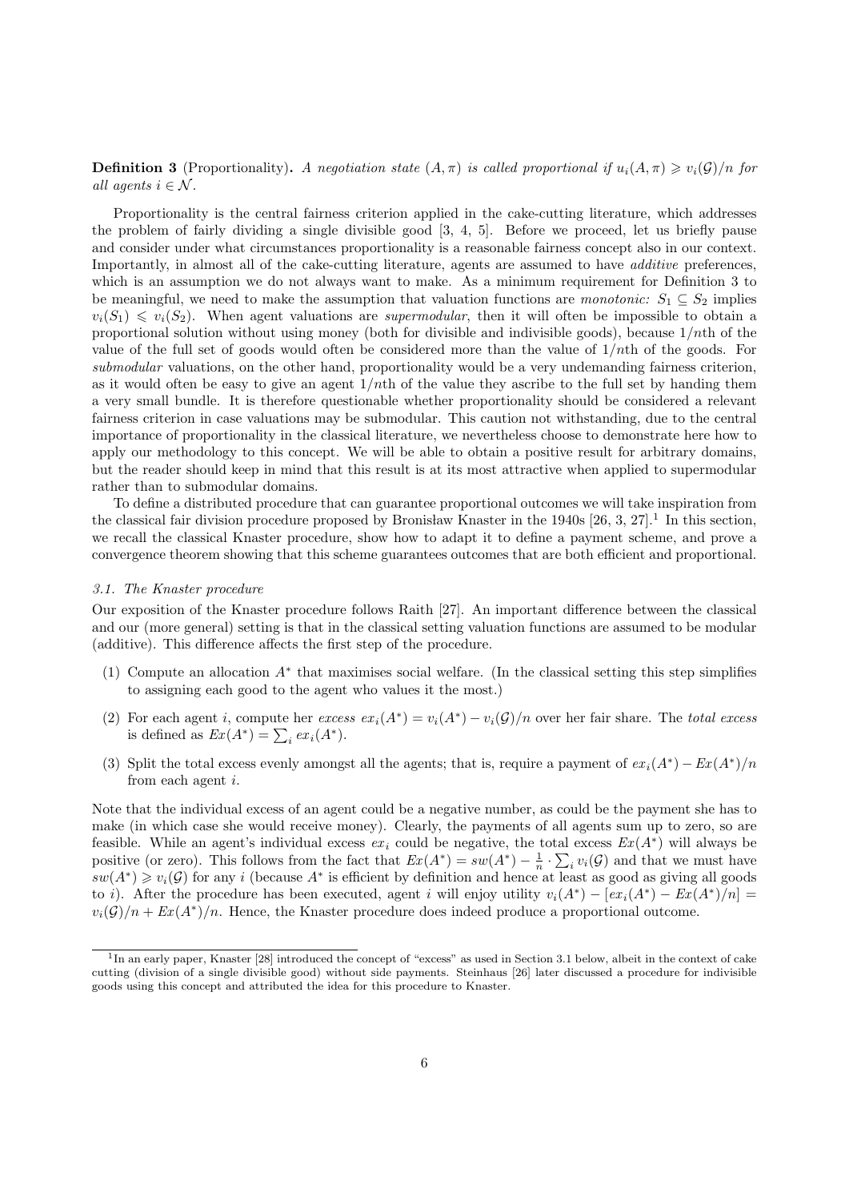**Definition 3** (Proportionality). *A negotiation state $(A, \pi)$ is called proportional if $u_i(A, \pi) \geqslant v_i(\mathcal{G})/n$ for all agents $i \in \mathcal{N}$.*

Proportionality is the central fairness criterion applied in the cake-cutting literature, which addresses the problem of fairly dividing a single divisible good [3, 4, 5]. Before we proceed, let us briefly pause and consider under what circumstances proportionality is a reasonable fairness concept also in our context. Importantly, in almost all of the cake-cutting literature, agents are assumed to have *additive* preferences, which is an assumption we do not always want to make. As a minimum requirement for Definition 3 to be meaningful, we need to make the assumption that valuation functions are *monotonic: $S_1 \subseteq S_2$* implies $v_i(S_1) \leqslant v_i(S_2)$. When agent valuations are *supermodular*, then it will often be impossible to obtain a proportional solution without using money (both for divisible and indivisible goods), because $1/n$th of the value of the full set of goods would often be considered more than the value of $1/n$th of the goods. For *submodular* valuations, on the other hand, proportionality would be a very undemanding fairness criterion, as it would often be easy to give an agent $1/n$th of the value they ascribe to the full set by handing them a very small bundle. It is therefore questionable whether proportionality should be considered a relevant fairness criterion in case valuations may be submodular. This caution not withstanding, due to the central importance of proportionality in the classical literature, we nevertheless choose to demonstrate here how to apply our methodology to this concept. We will be able to obtain a positive result for arbitrary domains, but the reader should keep in mind that this result is at its most attractive when applied to supermodular rather than to submodular domains.

To define a distributed procedure that can guarantee proportional outcomes we will take inspiration from the classical fair division procedure proposed by Bronisław Knaster in the 1940s [26, 3, 27].[1] In this section, we recall the classical Knaster procedure, show how to adapt it to define a payment scheme, and prove a convergence theorem showing that this scheme guarantees outcomes that are both efficient and proportional.

### 3.1. The Knaster procedure

Our exposition of the Knaster procedure follows Raith [27]. An important difference between the classical and our (more general) setting is that in the classical setting valuation functions are assumed to be modular (additive). This difference affects the first step of the procedure.

(1) Compute an allocation $A^*$ that maximises social welfare. (In the classical setting this step simplifies to assigning each good to the agent who values it the most.)

(2) For each agent $i$, compute her *excess* $ex_i(A^*) = v_i(A^*) - v_i(\mathcal{G})/n$ over her fair share. The *total excess* is defined as $Ex(A^*) = \sum_i ex_i(A^*)$.

(3) Split the total excess evenly amongst all the agents; that is, require a payment of $ex_i(A^*) - Ex(A^*)/n$ from each agent $i$.

Note that the individual excess of an agent could be a negative number, as could be the payment she has to make (in which case she would receive money). Clearly, the payments of all agents sum up to zero, so are feasible. While an agent's individual excess $ex_i$ could be negative, the total excess $Ex(A^*)$ will always be positive (or zero). This follows from the fact that $Ex(A^*) = sw(A^*) - \frac{1}{n} \cdot \sum_i v_i(\mathcal{G})$ and that we must have $sw(A^*) \geqslant v_i(\mathcal{G})$ for any $i$ (because $A^*$ is efficient by definition and hence at least as good as giving all goods to $i$). After the procedure has been executed, agent $i$ will enjoy utility $v_i(A^*) - [ex_i(A^*) - Ex(A^*)/n] = v_i(\mathcal{G})/n + Ex(A^*)/n$. Hence, the Knaster procedure does indeed produce a proportional outcome.

---

[1] In an early paper, Knaster [28] introduced the concept of "excess" as used in Section 3.1 below, albeit in the context of cake cutting (division of a single divisible good) without side payments. Steinhaus [26] later discussed a procedure for indivisible goods using this concept and attributed the idea for this procedure to Knaster.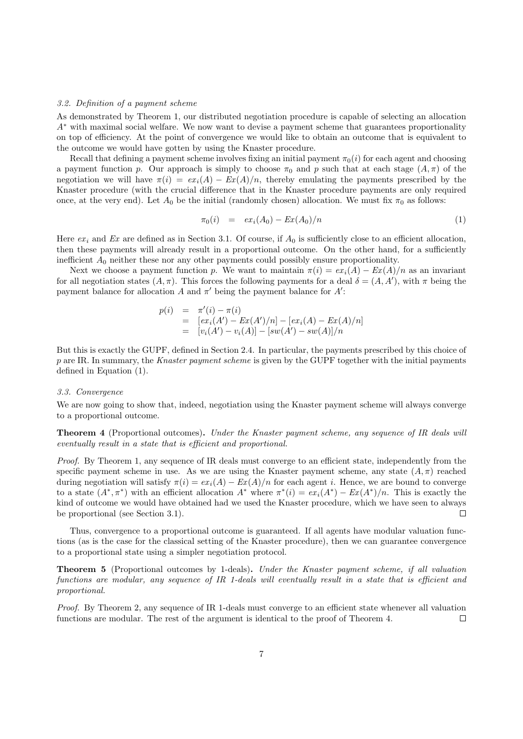### 3.2. Definition of a payment scheme

As demonstrated by Theorem 1, our distributed negotiation procedure is capable of selecting an allocation $A^*$ with maximal social welfare. We now want to devise a payment scheme that guarantees proportionality on top of efficiency. At the point of convergence we would like to obtain an outcome that is equivalent to the outcome we would have gotten by using the Knaster procedure.

Recall that defining a payment scheme involves fixing an initial payment $\pi_0(i)$ for each agent and choosing a payment function $p$. Our approach is simply to choose $\pi_0$ and $p$ such that at each stage $(A, \pi)$ of the negotiation we will have $\pi(i) = ex_i(A) - Ex(A)/n$, thereby emulating the payments prescribed by the Knaster procedure (with the crucial difference that in the Knaster procedure payments are only required once, at the very end). Let $A_0$ be the initial (randomly chosen) allocation. We must fix $\pi_0$ as follows:

$$\pi_0(i) \quad = \quad ex_i(A_0) - Ex(A_0)/n \tag{1}$$

Here $ex_i$ and $Ex$ are defined as in Section 3.1. Of course, if $A_0$ is sufficiently close to an efficient allocation, then these payments will already result in a proportional outcome. On the other hand, for a sufficiently inefficient $A_0$ neither these nor any other payments could possibly ensure proportionality.

Next we choose a payment function $p$. We want to maintain $\pi(i) = ex_i(A) - Ex(A)/n$ as an invariant for all negotiation states $(A, \pi)$. This forces the following payments for a deal $\delta = (A, A')$, with $\pi$ being the payment balance for allocation $A$ and $\pi'$ being the payment balance for $A'$:

$$\begin{aligned}
p(i) &= \pi'(i) - \pi(i) \\
&= [ex_i(A') - Ex(A')/n] - [ex_i(A) - Ex(A)/n] \\
&= [v_i(A') - v_i(A)] - [sw(A') - sw(A)]/n
\end{aligned}$$

But this is exactly the GUPF, defined in Section 2.4. In particular, the payments prescribed by this choice of $p$ are IR. In summary, the *Knaster payment scheme* is given by the GUPF together with the initial payments defined in Equation (1).

### 3.3. Convergence

We are now going to show that, indeed, negotiation using the Knaster payment scheme will always converge to a proportional outcome.

**Theorem 4** (Proportional outcomes)**.** *Under the Knaster payment scheme, any sequence of IR deals will eventually result in a state that is efficient and proportional.*

*Proof.* By Theorem 1, any sequence of IR deals must converge to an efficient state, independently from the specific payment scheme in use. As we are using the Knaster payment scheme, any state $(A, \pi)$ reached during negotiation will satisfy $\pi(i) = ex_i(A) - Ex(A)/n$ for each agent $i$. Hence, we are bound to converge to a state $(A^*, \pi^*)$ with an efficient allocation $A^*$ where $\pi^*(i) = ex_i(A^*) - Ex(A^*)/n$. This is exactly the kind of outcome we would have obtained had we used the Knaster procedure, which we have seen to always be proportional (see Section 3.1). $\square$

Thus, convergence to a proportional outcome is guaranteed. If all agents have modular valuation functions (as is the case for the classical setting of the Knaster procedure), then we can guarantee convergence to a proportional state using a simpler negotiation protocol.

**Theorem 5** (Proportional outcomes by 1-deals)**.** *Under the Knaster payment scheme, if all valuation functions are modular, any sequence of IR 1-deals will eventually result in a state that is efficient and proportional.*

*Proof.* By Theorem 2, any sequence of IR 1-deals must converge to an efficient state whenever all valuation functions are modular. The rest of the argument is identical to the proof of Theorem 4. $\square$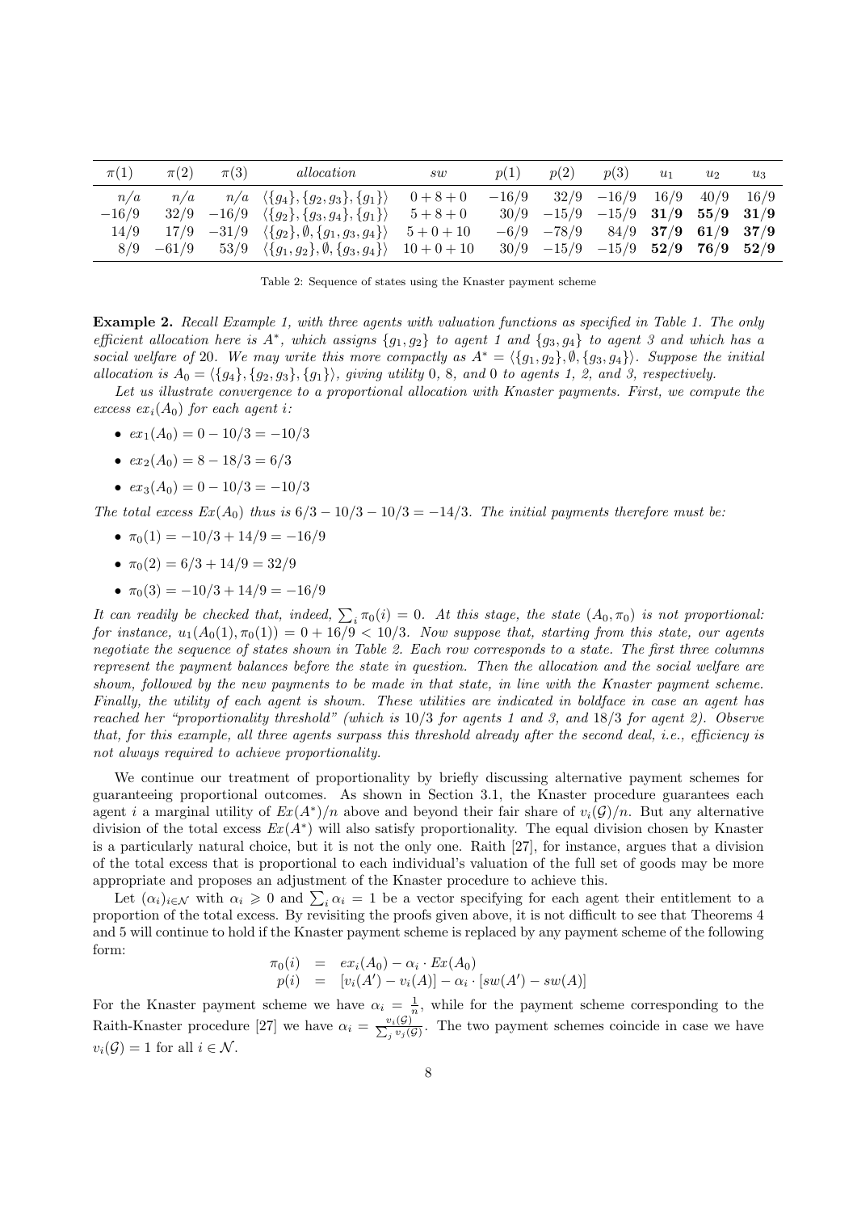| $\pi(1)$ | $\pi(2)$ | $\pi(3)$ | *allocation* | *sw* | $p(1)$ | $p(2)$ | $p(3)$ | $u_1$ | $u_2$ | $u_3$ |
|---|---|---|---|---|---|---|---|---|---|---|
| $n/a$ | $n/a$ | $n/a$ | $\langle\{g_4\},\{g_2,g_3\},\{g_1\}\rangle$ | $0+8+0$ | $-16/9$ | $32/9$ | $-16/9$ | $16/9$ | $40/9$ | $16/9$ |
| $-16/9$ | $32/9$ | $-16/9$ | $\langle\{g_2\},\{g_3,g_4\},\{g_1\}\rangle$ | $5+8+0$ | $30/9$ | $-15/9$ | $-15/9$ | $\mathbf{31/9}$ | $\mathbf{55/9}$ | $\mathbf{31/9}$ |
| $14/9$ | $17/9$ | $-31/9$ | $\langle\{g_2\},\emptyset,\{g_1,g_3,g_4\}\rangle$ | $5+0+10$ | $-6/9$ | $-78/9$ | $84/9$ | $\mathbf{37/9}$ | $\mathbf{61/9}$ | $\mathbf{37/9}$ |
| $8/9$ | $-61/9$ | $53/9$ | $\langle\{g_1,g_2\},\emptyset,\{g_3,g_4\}\rangle$ | $10+0+10$ | $30/9$ | $-15/9$ | $-15/9$ | $\mathbf{52/9}$ | $\mathbf{76/9}$ | $\mathbf{52/9}$ |

Table 2: Sequence of states using the Knaster payment scheme

**Example 2.** *Recall Example 1, with three agents with valuation functions as specified in Table 1. The only efficient allocation here is $A^*$, which assigns $\{g_1, g_2\}$ to agent 1 and $\{g_3, g_4\}$ to agent 3 and which has a social welfare of 20. We may write this more compactly as $A^* = \langle\{g_1, g_2\}, \emptyset, \{g_3, g_4\}\rangle$. Suppose the initial allocation is $A_0 = \langle\{g_4\}, \{g_2, g_3\}, \{g_1\}\rangle$, giving utility 0, 8, and 0 to agents 1, 2, and 3, respectively.*

*Let us illustrate convergence to a proportional allocation with Knaster payments. First, we compute the excess $ex_i(A_0)$ for each agent $i$:*

- $ex_1(A_0) = 0 - 10/3 = -10/3$
- $ex_2(A_0) = 8 - 18/3 = 6/3$
- $ex_3(A_0) = 0 - 10/3 = -10/3$

*The total excess $Ex(A_0)$ thus is $6/3 - 10/3 - 10/3 = -14/3$. The initial payments therefore must be:*

- $\pi_0(1) = -10/3 + 14/9 = -16/9$
- $\pi_0(2) = 6/3 + 14/9 = 32/9$
- $\pi_0(3) = -10/3 + 14/9 = -16/9$

*It can readily be checked that, indeed, $\sum_i \pi_0(i) = 0$. At this stage, the state $(A_0, \pi_0)$ is not proportional: for instance, $u_1(A_0(1), \pi_0(1)) = 0 + 16/9 < 10/3$. Now suppose that, starting from this state, our agents negotiate the sequence of states shown in Table 2. Each row corresponds to a state. The first three columns represent the payment balances before the state in question. Then the allocation and the social welfare are shown, followed by the new payments to be made in that state, in line with the Knaster payment scheme. Finally, the utility of each agent is shown. These utilities are indicated in boldface in case an agent has reached her "proportionality threshold" (which is 10/3 for agents 1 and 3, and 18/3 for agent 2). Observe that, for this example, all three agents surpass this threshold already after the second deal, i.e., efficiency is not always required to achieve proportionality.*

We continue our treatment of proportionality by briefly discussing alternative payment schemes for guaranteeing proportional outcomes. As shown in Section 3.1, the Knaster procedure guarantees each agent $i$ a marginal utility of $Ex(A^*)/n$ above and beyond their fair share of $v_i(\mathcal{G})/n$. But any alternative division of the total excess $Ex(A^*)$ will also satisfy proportionality. The equal division chosen by Knaster is a particularly natural choice, but it is not the only one. Raith [27], for instance, argues that a division of the total excess that is proportional to each individual's valuation of the full set of goods may be more appropriate and proposes an adjustment of the Knaster procedure to achieve this.

Let $(\alpha_i)_{i\in\mathcal{N}}$ with $\alpha_i \geqslant 0$ and $\sum_i \alpha_i = 1$ be a vector specifying for each agent their entitlement to a proportion of the total excess. By revisiting the proofs given above, it is not difficult to see that Theorems 4 and 5 will continue to hold if the Knaster payment scheme is replaced by any payment scheme of the following form:

$$
\begin{aligned}
\pi_0(i) &= ex_i(A_0) - \alpha_i \cdot Ex(A_0) \\
p(i) &= [v_i(A') - v_i(A)] - \alpha_i \cdot [sw(A') - sw(A)]
\end{aligned}
$$

For the Knaster payment scheme we have $\alpha_i = \frac{1}{n}$, while for the payment scheme corresponding to the Raith-Knaster procedure [27] we have $\alpha_i = \frac{v_i(\mathcal{G})}{\sum_j v_j(\mathcal{G})}$. The two payment schemes coincide in case we have $v_i(\mathcal{G}) = 1$ for all $i \in \mathcal{N}$.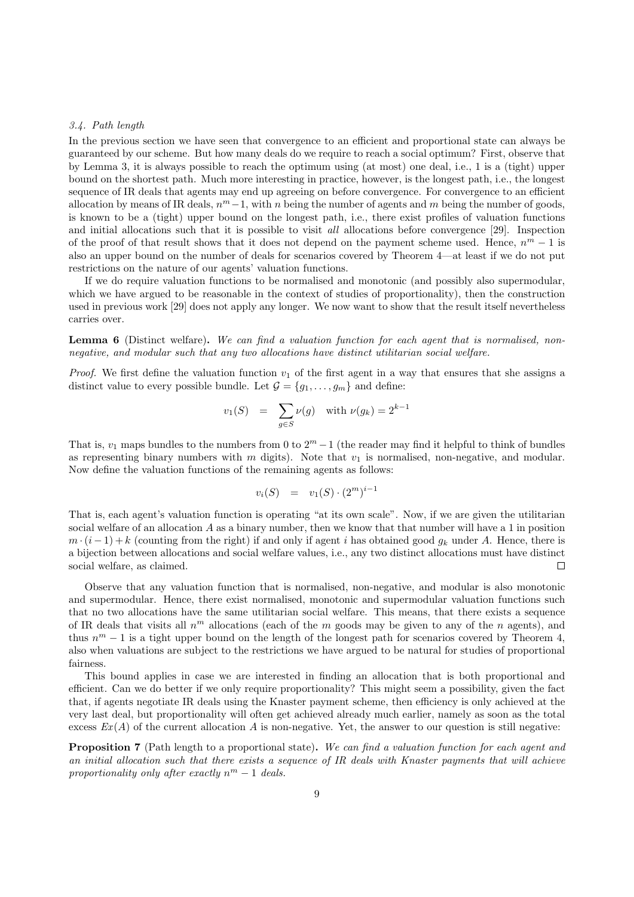### 3.4. Path length

In the previous section we have seen that convergence to an efficient and proportional state can always be guaranteed by our scheme. But how many deals do we require to reach a social optimum? First, observe that by Lemma 3, it is always possible to reach the optimum using (at most) one deal, i.e., 1 is a (tight) upper bound on the shortest path. Much more interesting in practice, however, is the longest path, i.e., the longest sequence of IR deals that agents may end up agreeing on before convergence. For convergence to an efficient allocation by means of IR deals, $n^m - 1$, with $n$ being the number of agents and $m$ being the number of goods, is known to be a (tight) upper bound on the longest path, i.e., there exist profiles of valuation functions and initial allocations such that it is possible to visit *all* allocations before convergence [29]. Inspection of the proof of that result shows that it does not depend on the payment scheme used. Hence, $n^m - 1$ is also an upper bound on the number of deals for scenarios covered by Theorem 4—at least if we do not put restrictions on the nature of our agents' valuation functions.

If we do require valuation functions to be normalised and monotonic (and possibly also supermodular, which we have argued to be reasonable in the context of studies of proportionality), then the construction used in previous work [29] does not apply any longer. We now want to show that the result itself nevertheless carries over.

**Lemma 6** (Distinct welfare)**.** *We can find a valuation function for each agent that is normalised, non-negative, and modular such that any two allocations have distinct utilitarian social welfare.*

*Proof.* We first define the valuation function $v_1$ of the first agent in a way that ensures that she assigns a distinct value to every possible bundle. Let $\mathcal{G} = \{g_1, \ldots, g_m\}$ and define:

$$v_1(S) \quad = \quad \sum_{g \in S} \nu(g) \quad \text{with } \nu(g_k) = 2^{k-1}$$

That is, $v_1$ maps bundles to the numbers from 0 to $2^m - 1$ (the reader may find it helpful to think of bundles as representing binary numbers with $m$ digits). Note that $v_1$ is normalised, non-negative, and modular. Now define the valuation functions of the remaining agents as follows:

$$v_i(S) \quad = \quad v_1(S) \cdot (2^m)^{i-1}$$

That is, each agent's valuation function is operating "at its own scale". Now, if we are given the utilitarian social welfare of an allocation $A$ as a binary number, then we know that that number will have a 1 in position $m \cdot (i-1) + k$ (counting from the right) if and only if agent $i$ has obtained good $g_k$ under $A$. Hence, there is a bijection between allocations and social welfare values, i.e., any two distinct allocations must have distinct social welfare, as claimed. □

Observe that any valuation function that is normalised, non-negative, and modular is also monotonic and supermodular. Hence, there exist normalised, monotonic and supermodular valuation functions such that no two allocations have the same utilitarian social welfare. This means, that there exists a sequence of IR deals that visits all $n^m$ allocations (each of the $m$ goods may be given to any of the $n$ agents), and thus $n^m - 1$ is a tight upper bound on the length of the longest path for scenarios covered by Theorem 4, also when valuations are subject to the restrictions we have argued to be natural for studies of proportional fairness.

This bound applies in case we are interested in finding an allocation that is both proportional and efficient. Can we do better if we only require proportionality? This might seem a possibility, given the fact that, if agents negotiate IR deals using the Knaster payment scheme, then efficiency is only achieved at the very last deal, but proportionality will often get achieved already much earlier, namely as soon as the total excess $Ex(A)$ of the current allocation $A$ is non-negative. Yet, the answer to our question is still negative:

**Proposition 7** (Path length to a proportional state)**.** *We can find a valuation function for each agent and an initial allocation such that there exists a sequence of IR deals with Knaster payments that will achieve proportionality only after exactly $n^m - 1$ deals.*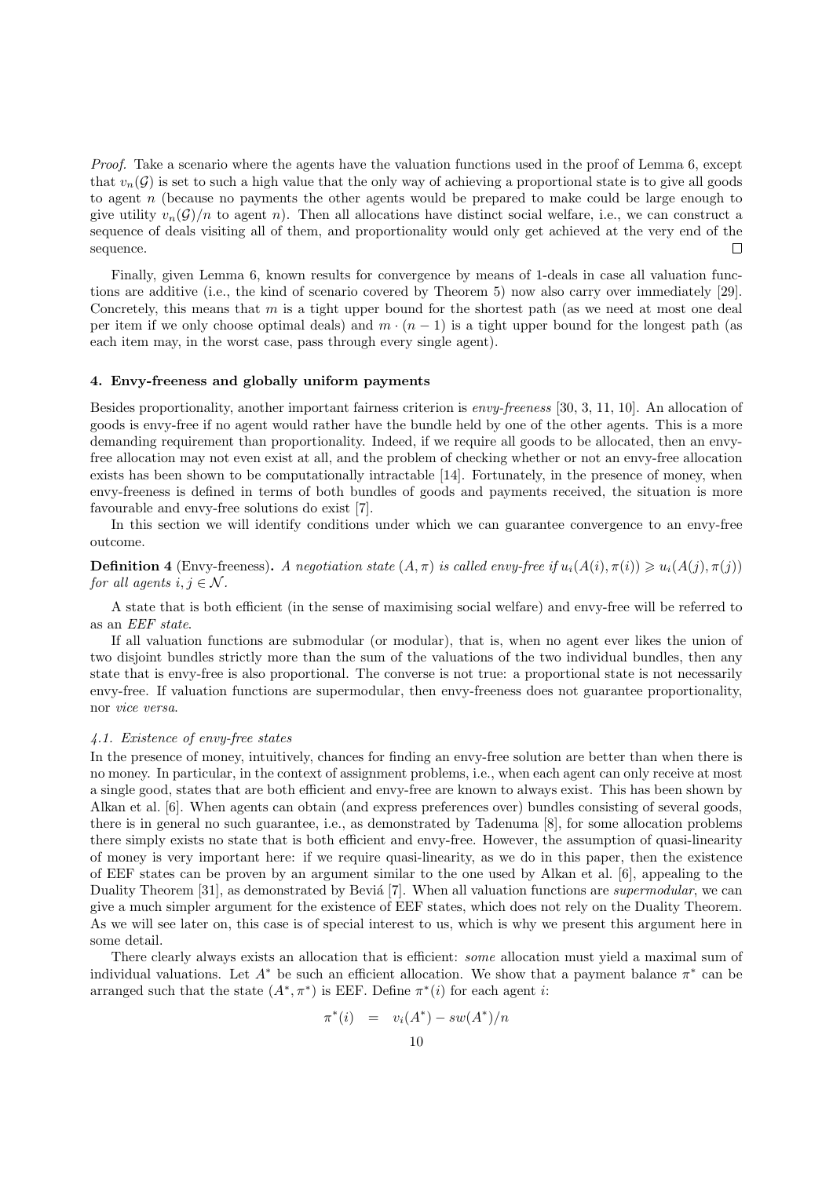*Proof.* Take a scenario where the agents have the valuation functions used in the proof of Lemma 6, except that $v_n(\mathcal{G})$ is set to such a high value that the only way of achieving a proportional state is to give all goods to agent $n$ (because no payments the other agents would be prepared to make could be large enough to give utility $v_n(\mathcal{G})/n$ to agent $n$). Then all allocations have distinct social welfare, i.e., we can construct a sequence of deals visiting all of them, and proportionality would only get achieved at the very end of the sequence. □

Finally, given Lemma 6, known results for convergence by means of 1-deals in case all valuation functions are additive (i.e., the kind of scenario covered by Theorem 5) now also carry over immediately [29]. Concretely, this means that $m$ is a tight upper bound for the shortest path (as we need at most one deal per item if we only choose optimal deals) and $m \cdot (n-1)$ is a tight upper bound for the longest path (as each item may, in the worst case, pass through every single agent).

## 4. Envy-freeness and globally uniform payments

Besides proportionality, another important fairness criterion is *envy-freeness* [30, 3, 11, 10]. An allocation of goods is envy-free if no agent would rather have the bundle held by one of the other agents. This is a more demanding requirement than proportionality. Indeed, if we require all goods to be allocated, then an envy-free allocation may not even exist at all, and the problem of checking whether or not an envy-free allocation exists has been shown to be computationally intractable [14]. Fortunately, in the presence of money, when envy-freeness is defined in terms of both bundles of goods and payments received, the situation is more favourable and envy-free solutions do exist [7].

In this section we will identify conditions under which we can guarantee convergence to an envy-free outcome.

**Definition 4** (Envy-freeness)**.** *A negotiation state $(A, \pi)$ is called envy-free if $u_i(A(i), \pi(i)) \geqslant u_i(A(j), \pi(j))$ for all agents $i, j \in \mathcal{N}$.*

A state that is both efficient (in the sense of maximising social welfare) and envy-free will be referred to as an *EEF state*.

If all valuation functions are submodular (or modular), that is, when no agent ever likes the union of two disjoint bundles strictly more than the sum of the valuations of the two individual bundles, then any state that is envy-free is also proportional. The converse is not true: a proportional state is not necessarily envy-free. If valuation functions are supermodular, then envy-freeness does not guarantee proportionality, nor *vice versa*.

### *4.1. Existence of envy-free states*

In the presence of money, intuitively, chances for finding an envy-free solution are better than when there is no money. In particular, in the context of assignment problems, i.e., when each agent can only receive at most a single good, states that are both efficient and envy-free are known to always exist. This has been shown by Alkan et al. [6]. When agents can obtain (and express preferences over) bundles consisting of several goods, there is in general no such guarantee, i.e., as demonstrated by Tadenuma [8], for some allocation problems there simply exists no state that is both efficient and envy-free. However, the assumption of quasi-linearity of money is very important here: if we require quasi-linearity, as we do in this paper, then the existence of EEF states can be proven by an argument similar to the one used by Alkan et al. [6], appealing to the Duality Theorem [31], as demonstrated by Beviá [7]. When all valuation functions are *supermodular*, we can give a much simpler argument for the existence of EEF states, which does not rely on the Duality Theorem. As we will see later on, this case is of special interest to us, which is why we present this argument here in some detail.

There clearly always exists an allocation that is efficient: *some* allocation must yield a maximal sum of individual valuations. Let $A^*$ be such an efficient allocation. We show that a payment balance $\pi^*$ can be arranged such that the state $(A^*, \pi^*)$ is EEF. Define $\pi^*(i)$ for each agent $i$:

$$\pi^*(i) \quad = \quad v_i(A^*) - sw(A^*)/n$$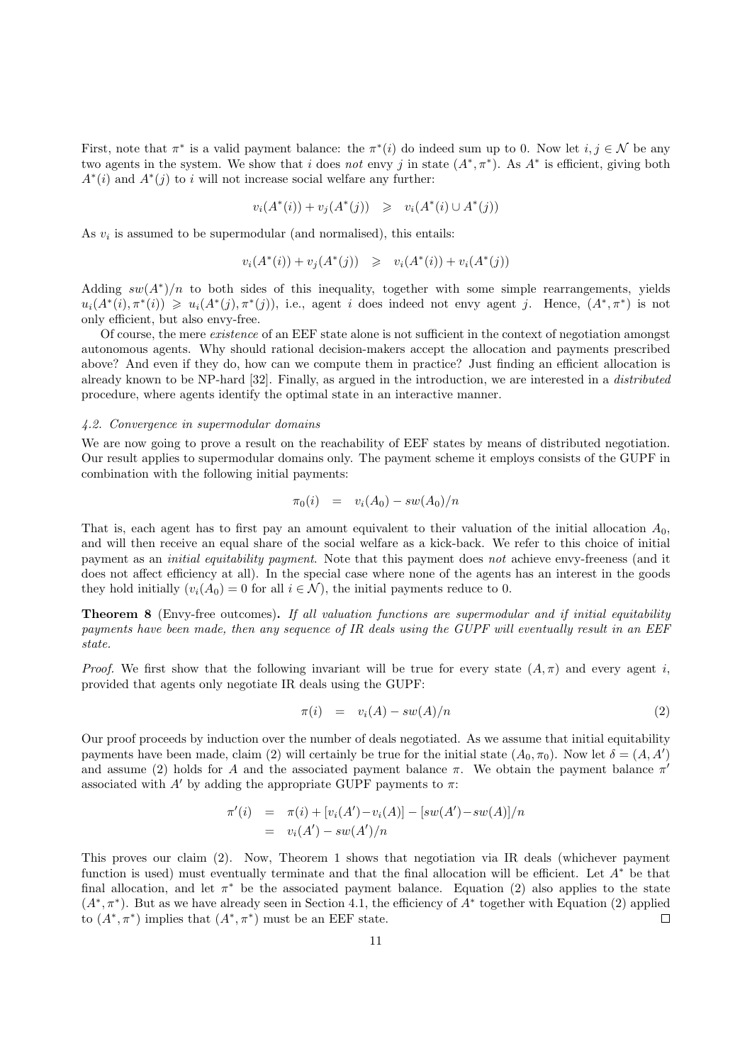First, note that $\pi^*$ is a valid payment balance: the $\pi^*(i)$ do indeed sum up to 0. Now let $i, j \in \mathcal{N}$ be any two agents in the system. We show that $i$ does *not* envy $j$ in state $(A^*, \pi^*)$. As $A^*$ is efficient, giving both $A^*(i)$ and $A^*(j)$ to $i$ will not increase social welfare any further:

$$v_i(A^*(i)) + v_j(A^*(j)) \quad \geqslant \quad v_i(A^*(i) \cup A^*(j))$$

As $v_i$ is assumed to be supermodular (and normalised), this entails:

$$v_i(A^*(i)) + v_j(A^*(j)) \quad \geqslant \quad v_i(A^*(i)) + v_i(A^*(j))$$

Adding $sw(A^*)/n$ to both sides of this inequality, together with some simple rearrangements, yields $u_i(A^*(i), \pi^*(i)) \geqslant u_i(A^*(j), \pi^*(j))$, i.e., agent $i$ does indeed not envy agent $j$. Hence, $(A^*, \pi^*)$ is not only efficient, but also envy-free.

Of course, the mere *existence* of an EEF state alone is not sufficient in the context of negotiation amongst autonomous agents. Why should rational decision-makers accept the allocation and payments prescribed above? And even if they do, how can we compute them in practice? Just finding an efficient allocation is already known to be NP-hard [32]. Finally, as argued in the introduction, we are interested in a *distributed* procedure, where agents identify the optimal state in an interactive manner.

### 4.2. Convergence in supermodular domains

We are now going to prove a result on the reachability of EEF states by means of distributed negotiation. Our result applies to supermodular domains only. The payment scheme it employs consists of the GUPF in combination with the following initial payments:

$$\pi_0(i) \quad = \quad v_i(A_0) - sw(A_0)/n$$

That is, each agent has to first pay an amount equivalent to their valuation of the initial allocation $A_0$, and will then receive an equal share of the social welfare as a kick-back. We refer to this choice of initial payment as an *initial equitability payment*. Note that this payment does *not* achieve envy-freeness (and it does not affect efficiency at all). In the special case where none of the agents has an interest in the goods they hold initially ($v_i(A_0) = 0$ for all $i \in \mathcal{N}$), the initial payments reduce to 0.

**Theorem 8** (Envy-free outcomes)**.** *If all valuation functions are supermodular and if initial equitability payments have been made, then any sequence of IR deals using the GUPF will eventually result in an EEF state.*

*Proof.* We first show that the following invariant will be true for every state $(A, \pi)$ and every agent $i$, provided that agents only negotiate IR deals using the GUPF:

$$\pi(i) \quad = \quad v_i(A) - sw(A)/n \tag{2}$$

Our proof proceeds by induction over the number of deals negotiated. As we assume that initial equitability payments have been made, claim (2) will certainly be true for the initial state $(A_0, \pi_0)$. Now let $\delta = (A, A')$ and assume (2) holds for $A$ and the associated payment balance $\pi$. We obtain the payment balance $\pi'$ associated with $A'$ by adding the appropriate GUPF payments to $\pi$:

$$\begin{aligned}
\pi'(i) &= \pi(i) + [v_i(A') - v_i(A)] - [sw(A') - sw(A)]/n \\
&= v_i(A') - sw(A')/n
\end{aligned}$$

This proves our claim (2). Now, Theorem 1 shows that negotiation via IR deals (whichever payment function is used) must eventually terminate and that the final allocation will be efficient. Let $A^*$ be that final allocation, and let $\pi^*$ be the associated payment balance. Equation (2) also applies to the state $(A^*, \pi^*)$. But as we have already seen in Section 4.1, the efficiency of $A^*$ together with Equation (2) applied to $(A^*, \pi^*)$ implies that $(A^*, \pi^*)$ must be an EEF state. □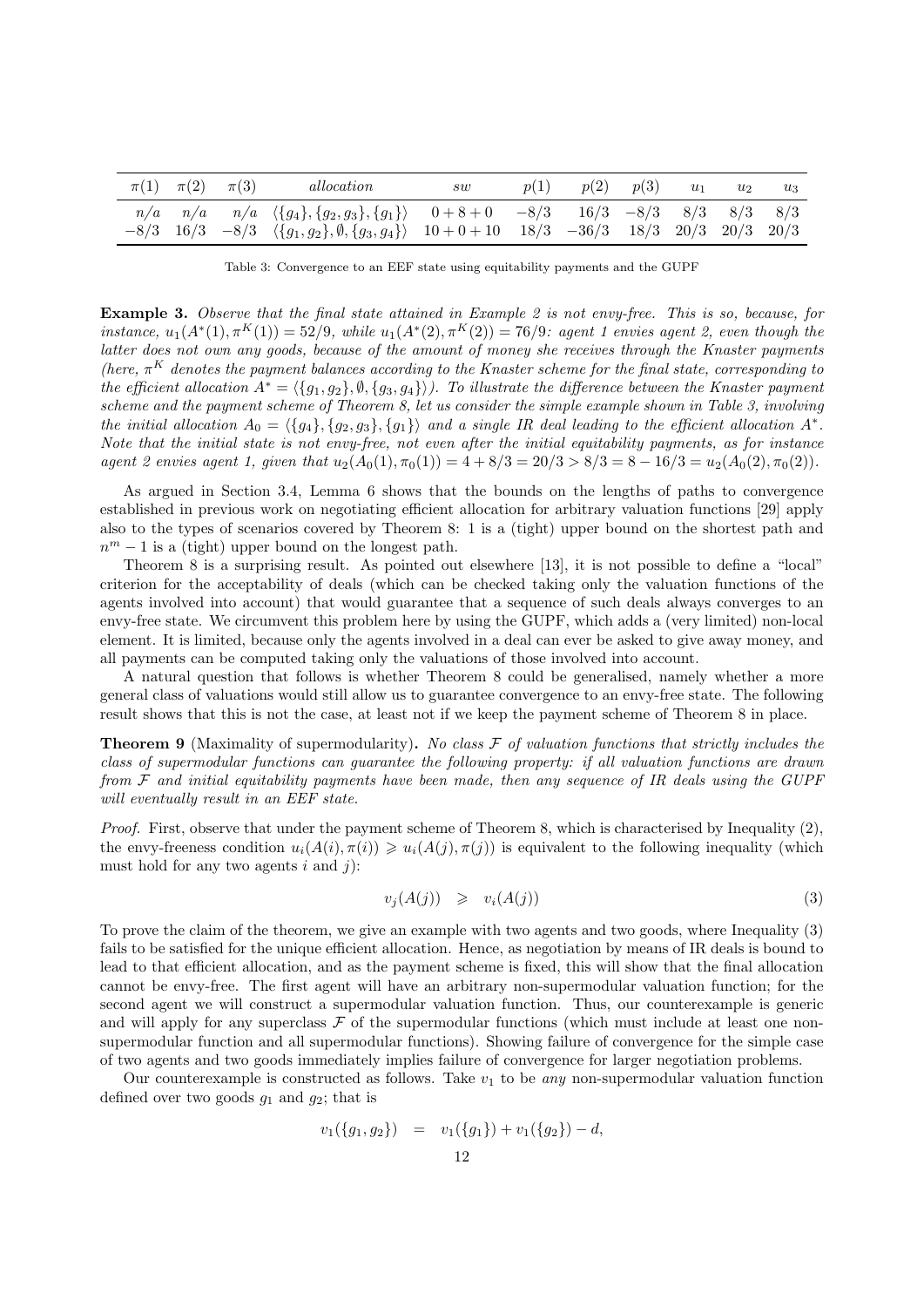| $\pi(1)$ | $\pi(2)$ | $\pi(3)$ | *allocation* | *sw* | $p(1)$ | $p(2)$ | $p(3)$ | $u_1$ | $u_2$ | $u_3$ |
|---|---|---|---|---|---|---|---|---|---|---|
| $n/a$ | $n/a$ | $n/a$ | $\langle\{g_4\},\{g_2,g_3\},\{g_1\}\rangle$ | $0+8+0$ | $-8/3$ | $16/3$ | $-8/3$ | $8/3$ | $8/3$ | $8/3$ |
| $-8/3$ | $16/3$ | $-8/3$ | $\langle\{g_1,g_2\},\emptyset,\{g_3,g_4\}\rangle$ | $10+0+10$ | $18/3$ | $-36/3$ | $18/3$ | $20/3$ | $20/3$ | $20/3$ |

Table 3: Convergence to an EEF state using equitability payments and the GUPF

**Example 3.** *Observe that the final state attained in Example 2 is not envy-free. This is so, because, for instance, $u_1(A^*(1),\pi^K(1)) = 52/9$, while $u_1(A^*(2),\pi^K(2)) = 76/9$: agent 1 envies agent 2, even though the latter does not own any goods, because of the amount of money she receives through the Knaster payments (here, $\pi^K$ denotes the payment balances according to the Knaster scheme for the final state, corresponding to the efficient allocation $A^* = \langle\{g_1,g_2\},\emptyset,\{g_3,g_4\}\rangle$). To illustrate the difference between the Knaster payment scheme and the payment scheme of Theorem 8, let us consider the simple example shown in Table 3, involving the initial allocation $A_0 = \langle\{g_4\},\{g_2,g_3\},\{g_1\}\rangle$ and a single IR deal leading to the efficient allocation $A^*$. Note that the initial state is not envy-free, not even after the initial equitability payments, as for instance agent 2 envies agent 1, given that $u_2(A_0(1),\pi_0(1)) = 4 + 8/3 = 20/3 > 8/3 = 8 - 16/3 = u_2(A_0(2),\pi_0(2))$.*

As argued in Section 3.4, Lemma 6 shows that the bounds on the lengths of paths to convergence established in previous work on negotiating efficient allocation for arbitrary valuation functions [29] apply also to the types of scenarios covered by Theorem 8: 1 is a (tight) upper bound on the shortest path and $n^m - 1$ is a (tight) upper bound on the longest path.

Theorem 8 is a surprising result. As pointed out elsewhere [13], it is not possible to define a "local" criterion for the acceptability of deals (which can be checked taking only the valuation functions of the agents involved into account) that would guarantee that a sequence of such deals always converges to an envy-free state. We circumvent this problem here by using the GUPF, which adds a (very limited) non-local element. It is limited, because only the agents involved in a deal can ever be asked to give away money, and all payments can be computed taking only the valuations of those involved into account.

A natural question that follows is whether Theorem 8 could be generalised, namely whether a more general class of valuations would still allow us to guarantee convergence to an envy-free state. The following result shows that this is not the case, at least not if we keep the payment scheme of Theorem 8 in place.

**Theorem 9** (Maximality of supermodularity)**.** *No class $\mathcal{F}$ of valuation functions that strictly includes the class of supermodular functions can guarantee the following property: if all valuation functions are drawn from $\mathcal{F}$ and initial equitability payments have been made, then any sequence of IR deals using the GUPF will eventually result in an EEF state.*

*Proof.* First, observe that under the payment scheme of Theorem 8, which is characterised by Inequality (2), the envy-freeness condition $u_i(A(i),\pi(i)) \geqslant u_i(A(j),\pi(j))$ is equivalent to the following inequality (which must hold for any two agents $i$ and $j$):

$$v_j(A(j)) \quad \geqslant \quad v_i(A(j)) \tag{3}$$

To prove the claim of the theorem, we give an example with two agents and two goods, where Inequality (3) fails to be satisfied for the unique efficient allocation. Hence, as negotiation by means of IR deals is bound to lead to that efficient allocation, and as the payment scheme is fixed, this will show that the final allocation cannot be envy-free. The first agent will have an arbitrary non-supermodular valuation function; for the second agent we will construct a supermodular valuation function. Thus, our counterexample is generic and will apply for any superclass $\mathcal{F}$ of the supermodular functions (which must include at least one non-supermodular function and all supermodular functions). Showing failure of convergence for the simple case of two agents and two goods immediately implies failure of convergence for larger negotiation problems.

Our counterexample is constructed as follows. Take $v_1$ to be *any* non-supermodular valuation function defined over two goods $g_1$ and $g_2$; that is

$$v_1(\{g_1,g_2\}) \quad = \quad v_1(\{g_1\}) + v_1(\{g_2\}) - d,$$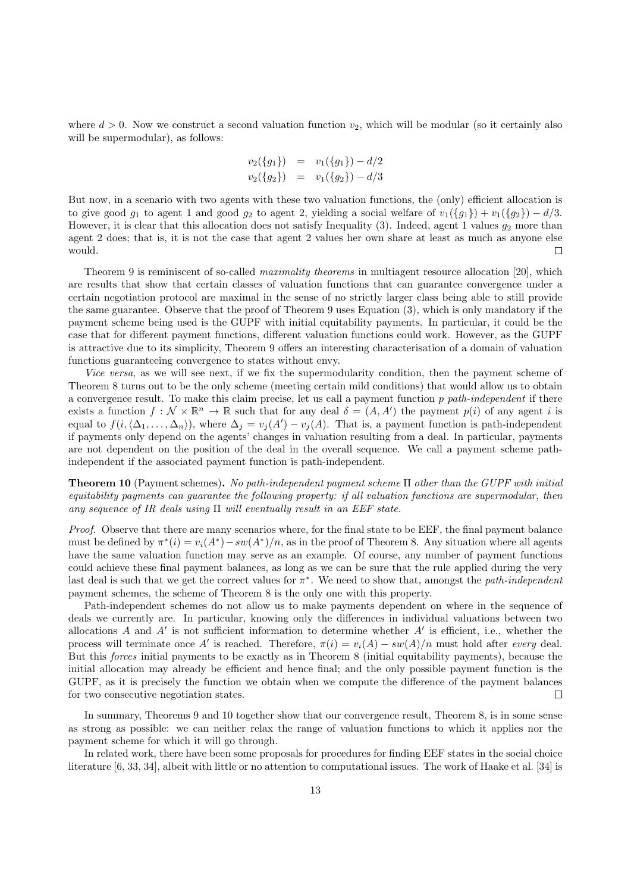where $d > 0$. Now we construct a second valuation function $v_2$, which will be modular (so it certainly also will be supermodular), as follows:

$$
\begin{aligned}
v_2(\{g_1\}) &= v_1(\{g_1\}) - d/2 \\
v_2(\{g_2\}) &= v_1(\{g_2\}) - d/3
\end{aligned}
$$

But now, in a scenario with two agents with these two valuation functions, the (only) efficient allocation is to give good $g_1$ to agent 1 and good $g_2$ to agent 2, yielding a social welfare of $v_1(\{g_1\}) + v_1(\{g_2\}) - d/3$. However, it is clear that this allocation does not satisfy Inequality (3). Indeed, agent 1 values $g_2$ more than agent 2 does; that is, it is not the case that agent 2 values her own share at least as much as anyone else would. $\square$

Theorem 9 is reminiscent of so-called *maximality theorems* in multiagent resource allocation [20], which are results that show that certain classes of valuation functions that can guarantee convergence under a certain negotiation protocol are maximal in the sense of no strictly larger class being able to still provide the same guarantee. Observe that the proof of Theorem 9 uses Equation (3), which is only mandatory if the payment scheme being used is the GUPF with initial equitability payments. In particular, it could be the case that for different payment functions, different valuation functions could work. However, as the GUPF is attractive due to its simplicity, Theorem 9 offers an interesting characterisation of a domain of valuation functions guaranteeing convergence to states without envy.

*Vice versa*, as we will see next, if we fix the supermodularity condition, then the payment scheme of Theorem 8 turns out to be the only scheme (meeting certain mild conditions) that would allow us to obtain a convergence result. To make this claim precise, let us call a payment function $p$ *path-independent* if there exists a function $f : \mathcal{N} \times \mathbb{R}^n \to \mathbb{R}$ such that for any deal $\delta = (A, A')$ the payment $p(i)$ of any agent $i$ is equal to $f(i, \langle \Delta_1, \ldots, \Delta_n \rangle)$, where $\Delta_j = v_j(A') - v_j(A)$. That is, a payment function is path-independent if payments only depend on the agents' changes in valuation resulting from a deal. In particular, payments are not dependent on the position of the deal in the overall sequence. We call a payment scheme path-independent if the associated payment function is path-independent.

**Theorem 10** (Payment schemes)**.** *No path-independent payment scheme $\Pi$ other than the GUPF with initial equitability payments can guarantee the following property: if all valuation functions are supermodular, then any sequence of IR deals using $\Pi$ will eventually result in an EEF state.*

*Proof.* Observe that there are many scenarios where, for the final state to be EEF, the final payment balance must be defined by $\pi^*(i) = v_i(A^*) - sw(A^*)/n$, as in the proof of Theorem 8. Any situation where all agents have the same valuation function may serve as an example. Of course, any number of payment functions could achieve these final payment balances, as long as we can be sure that the rule applied during the very last deal is such that we get the correct values for $\pi^*$. We need to show that, amongst the *path-independent* payment schemes, the scheme of Theorem 8 is the only one with this property.

Path-independent schemes do not allow us to make payments dependent on where in the sequence of deals we currently are. In particular, knowing only the differences in individual valuations between two allocations $A$ and $A'$ is not sufficient information to determine whether $A'$ is efficient, i.e., whether the process will terminate once $A'$ is reached. Therefore, $\pi(i) = v_i(A) - sw(A)/n$ must hold after *every* deal. But this *forces* initial payments to be exactly as in Theorem 8 (initial equitability payments), because the initial allocation may already be efficient and hence final; and the only possible payment function is the GUPF, as it is precisely the function we obtain when we compute the difference of the payment balances for two consecutive negotiation states. $\square$

In summary, Theorems 9 and 10 together show that our convergence result, Theorem 8, is in some sense as strong as possible: we can neither relax the range of valuation functions to which it applies nor the payment scheme for which it will go through.

In related work, there have been some proposals for procedures for finding EEF states in the social choice literature [6, 33, 34], albeit with little or no attention to computational issues. The work of Haake et al. [34] is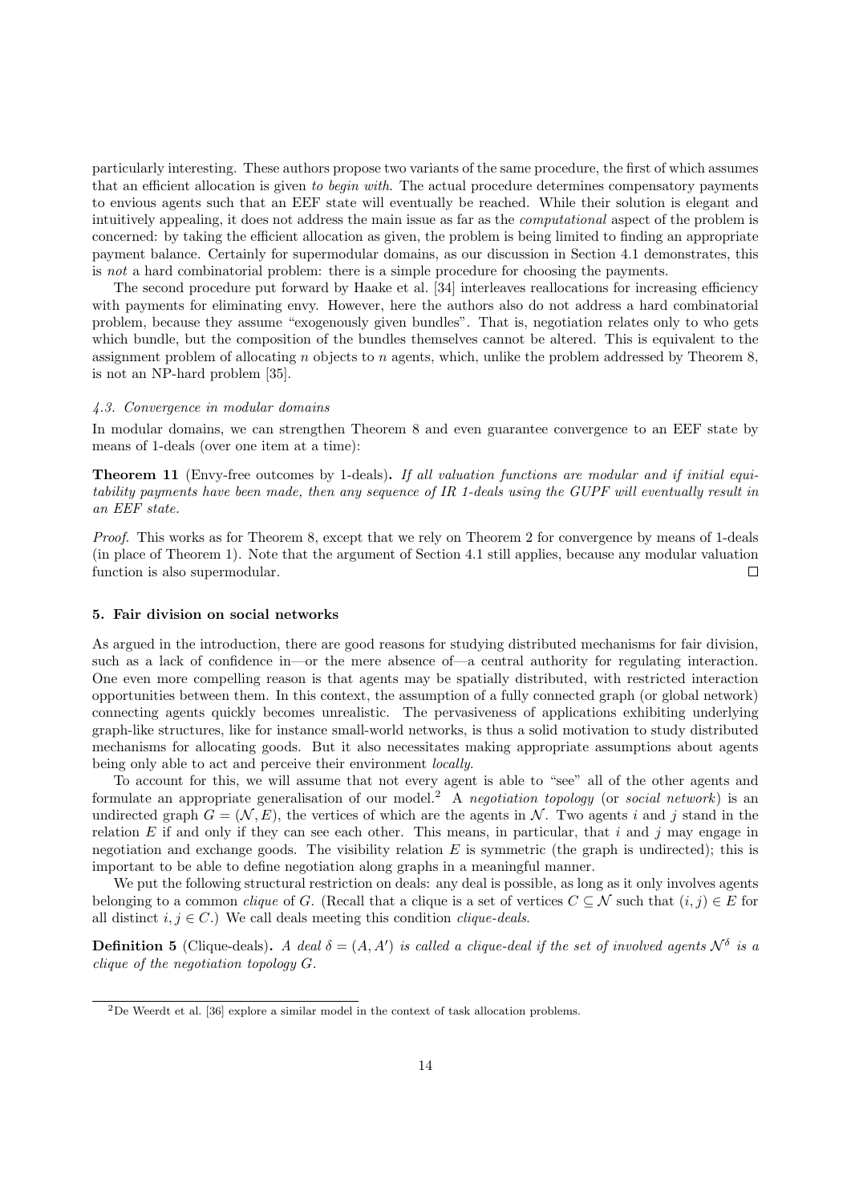particularly interesting. These authors propose two variants of the same procedure, the first of which assumes that an efficient allocation is given *to begin with*. The actual procedure determines compensatory payments to envious agents such that an EEF state will eventually be reached. While their solution is elegant and intuitively appealing, it does not address the main issue as far as the *computational* aspect of the problem is concerned: by taking the efficient allocation as given, the problem is being limited to finding an appropriate payment balance. Certainly for supermodular domains, as our discussion in Section 4.1 demonstrates, this is *not* a hard combinatorial problem: there is a simple procedure for choosing the payments.

The second procedure put forward by Haake et al. [34] interleaves reallocations for increasing efficiency with payments for eliminating envy. However, here the authors also do not address a hard combinatorial problem, because they assume "exogenously given bundles". That is, negotiation relates only to who gets which bundle, but the composition of the bundles themselves cannot be altered. This is equivalent to the assignment problem of allocating $n$ objects to $n$ agents, which, unlike the problem addressed by Theorem 8, is not an NP-hard problem [35].

### *4.3. Convergence in modular domains*

In modular domains, we can strengthen Theorem 8 and even guarantee convergence to an EEF state by means of 1-deals (over one item at a time):

**Theorem 11** (Envy-free outcomes by 1-deals)**.** *If all valuation functions are modular and if initial equitability payments have been made, then any sequence of IR 1-deals using the GUPF will eventually result in an EEF state.*

*Proof.* This works as for Theorem 8, except that we rely on Theorem 2 for convergence by means of 1-deals (in place of Theorem 1). Note that the argument of Section 4.1 still applies, because any modular valuation function is also supermodular. □

## 5. Fair division on social networks

As argued in the introduction, there are good reasons for studying distributed mechanisms for fair division, such as a lack of confidence in—or the mere absence of—a central authority for regulating interaction. One even more compelling reason is that agents may be spatially distributed, with restricted interaction opportunities between them. In this context, the assumption of a fully connected graph (or global network) connecting agents quickly becomes unrealistic. The pervasiveness of applications exhibiting underlying graph-like structures, like for instance small-world networks, is thus a solid motivation to study distributed mechanisms for allocating goods. But it also necessitates making appropriate assumptions about agents being only able to act and perceive their environment *locally*.

To account for this, we will assume that not every agent is able to "see" all of the other agents and formulate an appropriate generalisation of our model.[2] A *negotiation topology* (or *social network*) is an undirected graph $G = (\mathcal{N}, E)$, the vertices of which are the agents in $\mathcal{N}$. Two agents $i$ and $j$ stand in the relation $E$ if and only if they can see each other. This means, in particular, that $i$ and $j$ may engage in negotiation and exchange goods. The visibility relation $E$ is symmetric (the graph is undirected); this is important to be able to define negotiation along graphs in a meaningful manner.

We put the following structural restriction on deals: any deal is possible, as long as it only involves agents belonging to a common *clique* of $G$. (Recall that a clique is a set of vertices $C \subseteq \mathcal{N}$ such that $(i, j) \in E$ for all distinct $i, j \in C$.) We call deals meeting this condition *clique-deals*.

**Definition 5** (Clique-deals)**.** *A deal $\delta = (A, A')$ is called a clique-deal if the set of involved agents $\mathcal{N}^\delta$ is a clique of the negotiation topology $G$.*

[2] De Weerdt et al. [36] explore a similar model in the context of task allocation problems.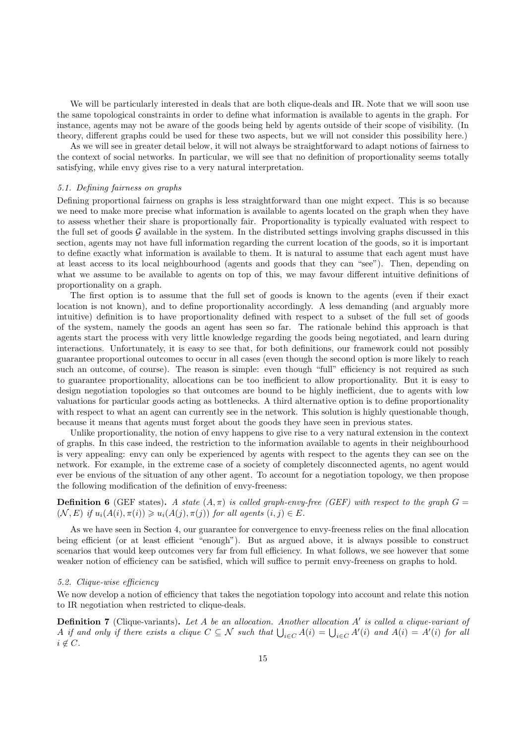We will be particularly interested in deals that are both clique-deals and IR. Note that we will soon use the same topological constraints in order to define what information is available to agents in the graph. For instance, agents may not be aware of the goods being held by agents outside of their scope of visibility. (In theory, different graphs could be used for these two aspects, but we will not consider this possibility here.)

As we will see in greater detail below, it will not always be straightforward to adapt notions of fairness to the context of social networks. In particular, we will see that no definition of proportionality seems totally satisfying, while envy gives rise to a very natural interpretation.

### 5.1. Defining fairness on graphs

Defining proportional fairness on graphs is less straightforward than one might expect. This is so because we need to make more precise what information is available to agents located on the graph when they have to assess whether their share is proportionally fair. Proportionality is typically evaluated with respect to the full set of goods $\mathcal{G}$ available in the system. In the distributed settings involving graphs discussed in this section, agents may not have full information regarding the current location of the goods, so it is important to define exactly what information is available to them. It is natural to assume that each agent must have at least access to its local neighbourhood (agents and goods that they can "see"). Then, depending on what we assume to be available to agents on top of this, we may favour different intuitive definitions of proportionality on a graph.

The first option is to assume that the full set of goods is known to the agents (even if their exact location is not known), and to define proportionality accordingly. A less demanding (and arguably more intuitive) definition is to have proportionality defined with respect to a subset of the full set of goods of the system, namely the goods an agent has seen so far. The rationale behind this approach is that agents start the process with very little knowledge regarding the goods being negotiated, and learn during interactions. Unfortunately, it is easy to see that, for both definitions, our framework could not possibly guarantee proportional outcomes to occur in all cases (even though the second option is more likely to reach such an outcome, of course). The reason is simple: even though "full" efficiency is not required as such to guarantee proportionality, allocations can be too inefficient to allow proportionality. But it is easy to design negotiation topologies so that outcomes are bound to be highly inefficient, due to agents with low valuations for particular goods acting as bottlenecks. A third alternative option is to define proportionality with respect to what an agent can currently see in the network. This solution is highly questionable though, because it means that agents must forget about the goods they have seen in previous states.

Unlike proportionality, the notion of envy happens to give rise to a very natural extension in the context of graphs. In this case indeed, the restriction to the information available to agents in their neighbourhood is very appealing: envy can only be experienced by agents with respect to the agents they can see on the network. For example, in the extreme case of a society of completely disconnected agents, no agent would ever be envious of the situation of any other agent. To account for a negotiation topology, we then propose the following modification of the definition of envy-freeness:

**Definition 6** (GEF states)**.** *A state $(A, \pi)$ is called graph-envy-free (GEF) with respect to the graph $G = (\mathcal{N}, E)$ if $u_i(A(i), \pi(i)) \geqslant u_i(A(j), \pi(j))$ for all agents $(i, j) \in E$.*

As we have seen in Section 4, our guarantee for convergence to envy-freeness relies on the final allocation being efficient (or at least efficient "enough"). But as argued above, it is always possible to construct scenarios that would keep outcomes very far from full efficiency. In what follows, we see however that some weaker notion of efficiency can be satisfied, which will suffice to permit envy-freeness on graphs to hold.

### 5.2. Clique-wise efficiency

We now develop a notion of efficiency that takes the negotiation topology into account and relate this notion to IR negotiation when restricted to clique-deals.

**Definition 7** (Clique-variants)**.** *Let $A$ be an allocation. Another allocation $A'$ is called a clique-variant of $A$ if and only if there exists a clique $C \subseteq \mathcal{N}$ such that $\bigcup_{i \in C} A(i) = \bigcup_{i \in C} A'(i)$ and $A(i) = A'(i)$ for all $i \notin C$.*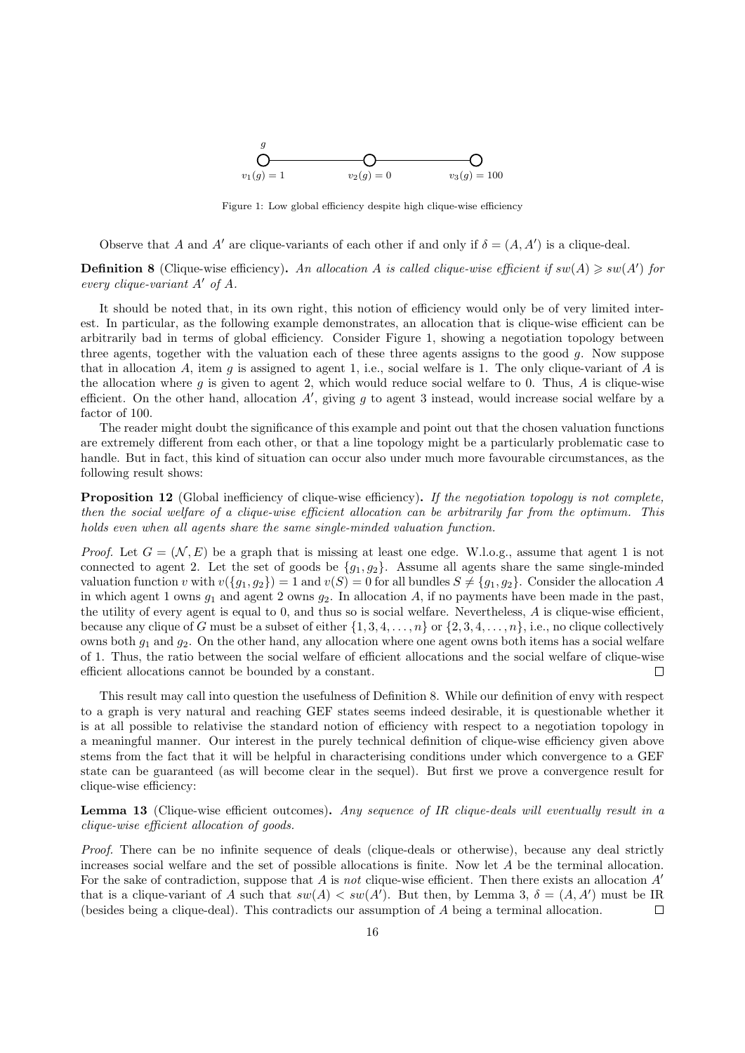Figure 1: Low global efficiency despite high clique-wise efficiency

Observe that $A$ and $A'$ are clique-variants of each other if and only if $\delta = (A, A')$ is a clique-deal.

**Definition 8** (Clique-wise efficiency)**.** *An allocation $A$ is called clique-wise efficient if $sw(A) \geqslant sw(A')$ for every clique-variant $A'$ of $A$.*

It should be noted that, in its own right, this notion of efficiency would only be of very limited interest. In particular, as the following example demonstrates, an allocation that is clique-wise efficient can be arbitrarily bad in terms of global efficiency. Consider Figure 1, showing a negotiation topology between three agents, together with the valuation each of these three agents assigns to the good $g$. Now suppose that in allocation $A$, item $g$ is assigned to agent 1, i.e., social welfare is 1. The only clique-variant of $A$ is the allocation where $g$ is given to agent 2, which would reduce social welfare to 0. Thus, $A$ is clique-wise efficient. On the other hand, allocation $A'$, giving $g$ to agent 3 instead, would increase social welfare by a factor of 100.

The reader might doubt the significance of this example and point out that the chosen valuation functions are extremely different from each other, or that a line topology might be a particularly problematic case to handle. But in fact, this kind of situation can occur also under much more favourable circumstances, as the following result shows:

**Proposition 12** (Global inefficiency of clique-wise efficiency)**.** *If the negotiation topology is not complete, then the social welfare of a clique-wise efficient allocation can be arbitrarily far from the optimum. This holds even when all agents share the same single-minded valuation function.*

*Proof.* Let $G = (\mathcal{N}, E)$ be a graph that is missing at least one edge. W.l.o.g., assume that agent 1 is not connected to agent 2. Let the set of goods be $\{g_1, g_2\}$. Assume all agents share the same single-minded valuation function $v$ with $v(\{g_1, g_2\}) = 1$ and $v(S) = 0$ for all bundles $S \neq \{g_1, g_2\}$. Consider the allocation $A$ in which agent 1 owns $g_1$ and agent 2 owns $g_2$. In allocation $A$, if no payments have been made in the past, the utility of every agent is equal to 0, and thus so is social welfare. Nevertheless, $A$ is clique-wise efficient, because any clique of $G$ must be a subset of either $\{1, 3, 4, \ldots, n\}$ or $\{2, 3, 4, \ldots, n\}$, i.e., no clique collectively owns both $g_1$ and $g_2$. On the other hand, any allocation where one agent owns both items has a social welfare of 1. Thus, the ratio between the social welfare of efficient allocations and the social welfare of clique-wise efficient allocations cannot be bounded by a constant. □

This result may call into question the usefulness of Definition 8. While our definition of envy with respect to a graph is very natural and reaching GEF states seems indeed desirable, it is questionable whether it is at all possible to relativise the standard notion of efficiency with respect to a negotiation topology in a meaningful manner. Our interest in the purely technical definition of clique-wise efficiency given above stems from the fact that it will be helpful in characterising conditions under which convergence to a GEF state can be guaranteed (as will become clear in the sequel). But first we prove a convergence result for clique-wise efficiency:

**Lemma 13** (Clique-wise efficient outcomes)**.** *Any sequence of IR clique-deals will eventually result in a clique-wise efficient allocation of goods.*

*Proof.* There can be no infinite sequence of deals (clique-deals or otherwise), because any deal strictly increases social welfare and the set of possible allocations is finite. Now let $A$ be the terminal allocation. For the sake of contradiction, suppose that $A$ is *not* clique-wise efficient. Then there exists an allocation $A'$ that is a clique-variant of $A$ such that $sw(A) < sw(A')$. But then, by Lemma 3, $\delta = (A, A')$ must be IR (besides being a clique-deal). This contradicts our assumption of $A$ being a terminal allocation. □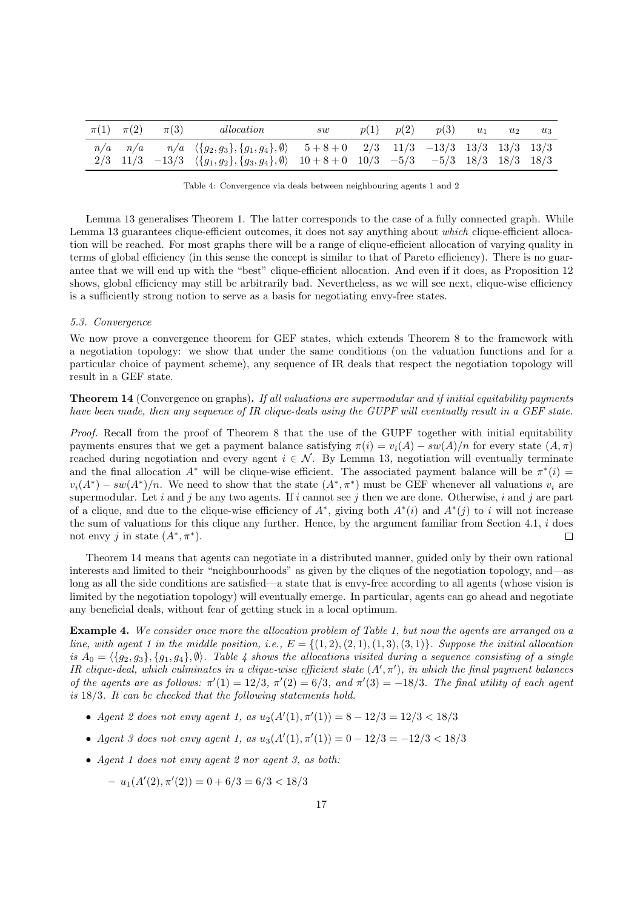| $\pi(1)$ | $\pi(2)$ | $\pi(3)$ | *allocation* | *sw* | $p(1)$ | $p(2)$ | $p(3)$ | $u_1$ | $u_2$ | $u_3$ |
|---|---|---|---|---|---|---|---|---|---|---|
| $n/a$ | $n/a$ | $n/a$ | $\langle\{g_2, g_3\}, \{g_1, g_4\}, \emptyset\rangle$ | $5+8+0$ | $2/3$ | $11/3$ | $-13/3$ | $13/3$ | $13/3$ | $13/3$ |
| $2/3$ | $11/3$ | $-13/3$ | $\langle\{g_1, g_2\}, \{g_3, g_4\}, \emptyset\rangle$ | $10+8+0$ | $10/3$ | $-5/3$ | $-5/3$ | $18/3$ | $18/3$ | $18/3$ |

Table 4: Convergence via deals between neighbouring agents 1 and 2

Lemma 13 generalises Theorem 1. The latter corresponds to the case of a fully connected graph. While Lemma 13 guarantees clique-efficient outcomes, it does not say anything about *which* clique-efficient allocation will be reached. For most graphs there will be a range of clique-efficient allocation of varying quality in terms of global efficiency (in this sense the concept is similar to that of Pareto efficiency). There is no guarantee that we will end up with the "best" clique-efficient allocation. And even if it does, as Proposition 12 shows, global efficiency may still be arbitrarily bad. Nevertheless, as we will see next, clique-wise efficiency is a sufficiently strong notion to serve as a basis for negotiating envy-free states.

### 5.3. Convergence

We now prove a convergence theorem for GEF states, which extends Theorem 8 to the framework with a negotiation topology: we show that under the same conditions (on the valuation functions and for a particular choice of payment scheme), any sequence of IR deals that respect the negotiation topology will result in a GEF state.

**Theorem 14** (Convergence on graphs)**.** *If all valuations are supermodular and if initial equitability payments have been made, then any sequence of IR clique-deals using the GUPF will eventually result in a GEF state.*

*Proof.* Recall from the proof of Theorem 8 that the use of the GUPF together with initial equitability payments ensures that we get a payment balance satisfying $\pi(i) = v_i(A) - sw(A)/n$ for every state $(A, \pi)$ reached during negotiation and every agent $i \in \mathcal{N}$. By Lemma 13, negotiation will eventually terminate and the final allocation $A^*$ will be clique-wise efficient. The associated payment balance will be $\pi^*(i) = v_i(A^*) - sw(A^*)/n$. We need to show that the state $(A^*, \pi^*)$ must be GEF whenever all valuations $v_i$ are supermodular. Let $i$ and $j$ be any two agents. If $i$ cannot see $j$ then we are done. Otherwise, $i$ and $j$ are part of a clique, and due to the clique-wise efficiency of $A^*$, giving both $A^*(i)$ and $A^*(j)$ to $i$ will not increase the sum of valuations for this clique any further. Hence, by the argument familiar from Section 4.1, $i$ does not envy $j$ in state $(A^*, \pi^*)$. □

Theorem 14 means that agents can negotiate in a distributed manner, guided only by their own rational interests and limited to their "neighbourhoods" as given by the cliques of the negotiation topology, and—as long as all the side conditions are satisfied—a state that is envy-free according to all agents (whose vision is limited by the negotiation topology) will eventually emerge. In particular, agents can go ahead and negotiate any beneficial deals, without fear of getting stuck in a local optimum.

**Example 4.** *We consider once more the allocation problem of Table 1, but now the agents are arranged on a line, with agent 1 in the middle position, i.e.,* $E = \{(1, 2), (2, 1), (1, 3), (3, 1)\}$*. Suppose the initial allocation is* $A_0 = \langle\{g_2, g_3\}, \{g_1, g_4\}, \emptyset\rangle$*. Table 4 shows the allocations visited during a sequence consisting of a single IR clique-deal, which culminates in a clique-wise efficient state* $(A', \pi')$*, in which the final payment balances of the agents are as follows:* $\pi'(1) = 12/3$*,* $\pi'(2) = 6/3$*, and* $\pi'(3) = -18/3$*. The final utility of each agent is* $18/3$*. It can be checked that the following statements hold.*

- *Agent 2 does not envy agent 1, as* $u_2(A'(1), \pi'(1)) = 8 - 12/3 = 12/3 < 18/3$
- *Agent 3 does not envy agent 1, as* $u_3(A'(1), \pi'(1)) = 0 - 12/3 = -12/3 < 18/3$
- *Agent 1 does not envy agent 2 nor agent 3, as both:*
  - $u_1(A'(2), \pi'(2)) = 0 + 6/3 = 6/3 < 18/3$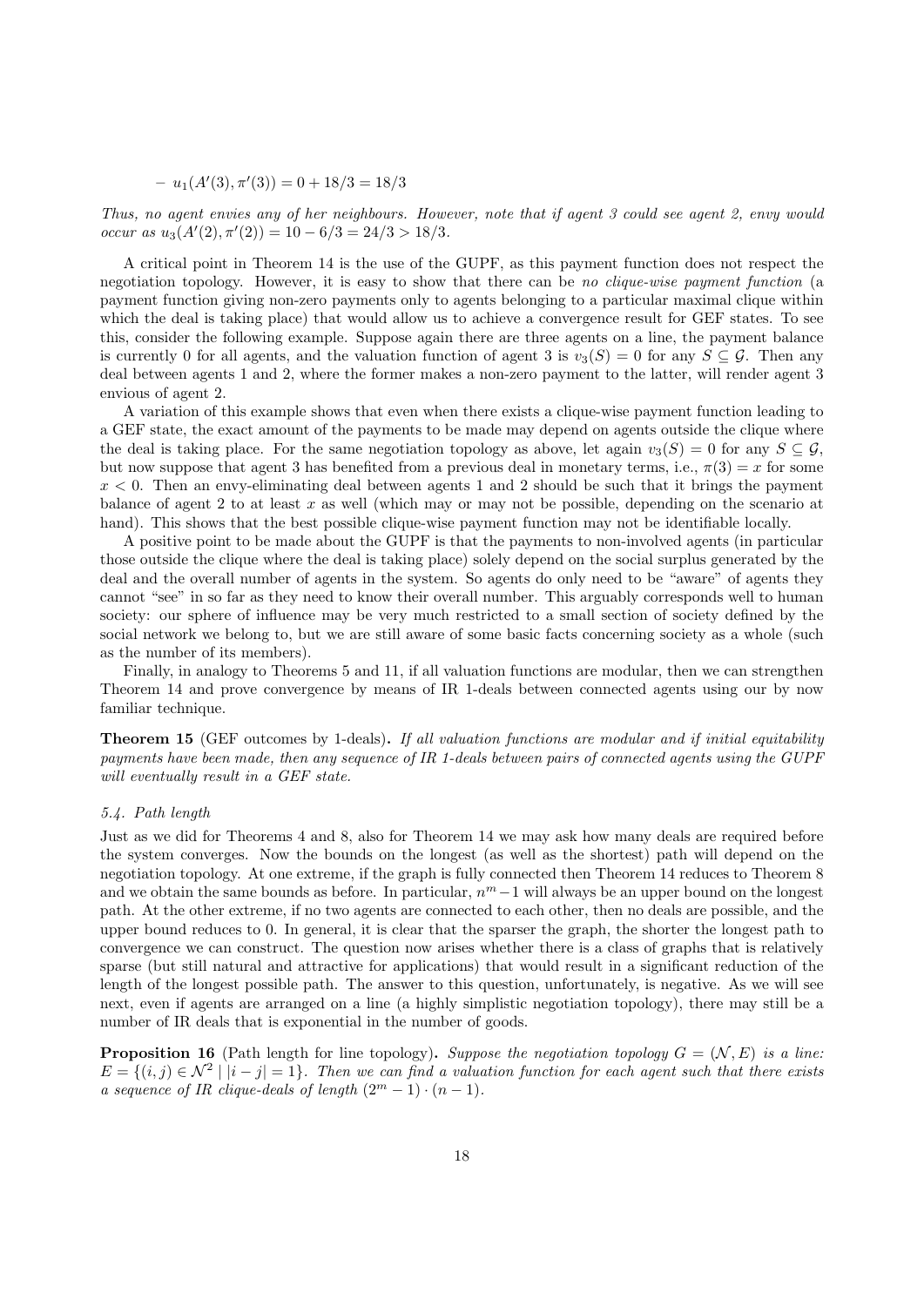– $u_1(A'(3), \pi'(3)) = 0 + 18/3 = 18/3$

*Thus, no agent envies any of her neighbours. However, note that if agent 3 could see agent 2, envy would occur as $u_3(A'(2), \pi'(2)) = 10 - 6/3 = 24/3 > 18/3$.*

A critical point in Theorem 14 is the use of the GUPF, as this payment function does not respect the negotiation topology. However, it is easy to show that there can be *no clique-wise payment function* (a payment function giving non-zero payments only to agents belonging to a particular maximal clique within which the deal is taking place) that would allow us to achieve a convergence result for GEF states. To see this, consider the following example. Suppose again there are three agents on a line, the payment balance is currently 0 for all agents, and the valuation function of agent 3 is $v_3(S) = 0$ for any $S \subseteq \mathcal{G}$. Then any deal between agents 1 and 2, where the former makes a non-zero payment to the latter, will render agent 3 envious of agent 2.

A variation of this example shows that even when there exists a clique-wise payment function leading to a GEF state, the exact amount of the payments to be made may depend on agents outside the clique where the deal is taking place. For the same negotiation topology as above, let again $v_3(S) = 0$ for any $S \subseteq \mathcal{G}$, but now suppose that agent 3 has benefited from a previous deal in monetary terms, i.e., $\pi(3) = x$ for some $x < 0$. Then an envy-eliminating deal between agents 1 and 2 should be such that it brings the payment balance of agent 2 to at least $x$ as well (which may or may not be possible, depending on the scenario at hand). This shows that the best possible clique-wise payment function may not be identifiable locally.

A positive point to be made about the GUPF is that the payments to non-involved agents (in particular those outside the clique where the deal is taking place) solely depend on the social surplus generated by the deal and the overall number of agents in the system. So agents do only need to be "aware" of agents they cannot "see" in so far as they need to know their overall number. This arguably corresponds well to human society: our sphere of influence may be very much restricted to a small section of society defined by the social network we belong to, but we are still aware of some basic facts concerning society as a whole (such as the number of its members).

Finally, in analogy to Theorems 5 and 11, if all valuation functions are modular, then we can strengthen Theorem 14 and prove convergence by means of IR 1-deals between connected agents using our by now familiar technique.

**Theorem 15** (GEF outcomes by 1-deals)**.** *If all valuation functions are modular and if initial equitability payments have been made, then any sequence of IR 1-deals between pairs of connected agents using the GUPF will eventually result in a GEF state.*

### 5.4. Path length

Just as we did for Theorems 4 and 8, also for Theorem 14 we may ask how many deals are required before the system converges. Now the bounds on the longest (as well as the shortest) path will depend on the negotiation topology. At one extreme, if the graph is fully connected then Theorem 14 reduces to Theorem 8 and we obtain the same bounds as before. In particular, $n^m - 1$ will always be an upper bound on the longest path. At the other extreme, if no two agents are connected to each other, then no deals are possible, and the upper bound reduces to 0. In general, it is clear that the sparser the graph, the shorter the longest path to convergence we can construct. The question now arises whether there is a class of graphs that is relatively sparse (but still natural and attractive for applications) that would result in a significant reduction of the length of the longest possible path. The answer to this question, unfortunately, is negative. As we will see next, even if agents are arranged on a line (a highly simplistic negotiation topology), there may still be a number of IR deals that is exponential in the number of goods.

**Proposition 16** (Path length for line topology)**.** *Suppose the negotiation topology $G = (\mathcal{N}, E)$ is a line: $E = \{(i, j) \in \mathcal{N}^2 \mid |i - j| = 1\}$. Then we can find a valuation function for each agent such that there exists a sequence of IR clique-deals of length $(2^m - 1) \cdot (n - 1)$.*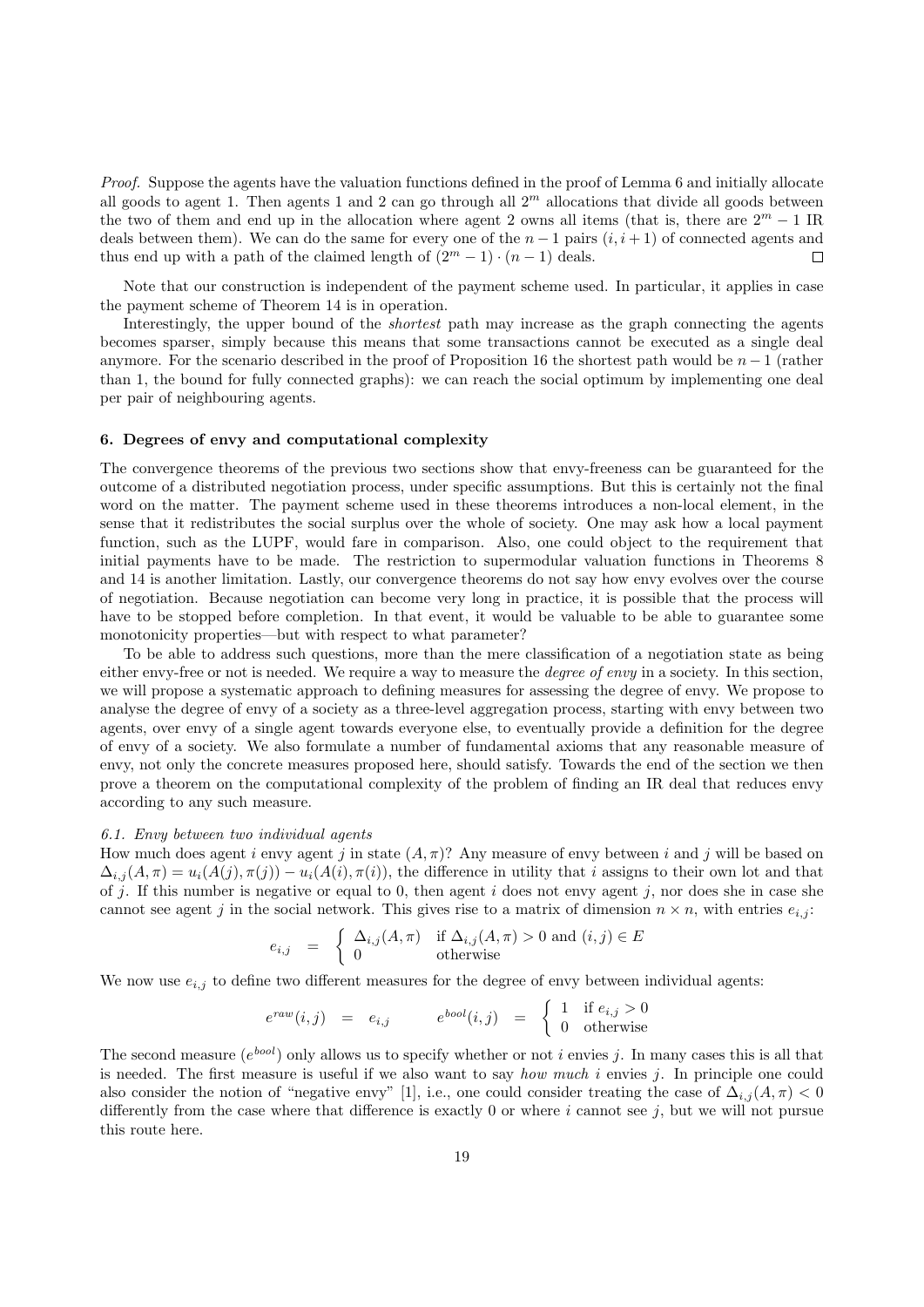*Proof.* Suppose the agents have the valuation functions defined in the proof of Lemma 6 and initially allocate all goods to agent 1. Then agents 1 and 2 can go through all $2^m$ allocations that divide all goods between the two of them and end up in the allocation where agent 2 owns all items (that is, there are $2^m - 1$ IR deals between them). We can do the same for every one of the $n-1$ pairs $(i, i+1)$ of connected agents and thus end up with a path of the claimed length of $(2^m - 1) \cdot (n-1)$ deals. $\square$

Note that our construction is independent of the payment scheme used. In particular, it applies in case the payment scheme of Theorem 14 is in operation.

Interestingly, the upper bound of the *shortest* path may increase as the graph connecting the agents becomes sparser, simply because this means that some transactions cannot be executed as a single deal anymore. For the scenario described in the proof of Proposition 16 the shortest path would be $n-1$ (rather than 1, the bound for fully connected graphs): we can reach the social optimum by implementing one deal per pair of neighbouring agents.

## 6. Degrees of envy and computational complexity

The convergence theorems of the previous two sections show that envy-freeness can be guaranteed for the outcome of a distributed negotiation process, under specific assumptions. But this is certainly not the final word on the matter. The payment scheme used in these theorems introduces a non-local element, in the sense that it redistributes the social surplus over the whole of society. One may ask how a local payment function, such as the LUPF, would fare in comparison. Also, one could object to the requirement that initial payments have to be made. The restriction to supermodular valuation functions in Theorems 8 and 14 is another limitation. Lastly, our convergence theorems do not say how envy evolves over the course of negotiation. Because negotiation can become very long in practice, it is possible that the process will have to be stopped before completion. In that event, it would be valuable to be able to guarantee some monotonicity properties—but with respect to what parameter?

To be able to address such questions, more than the mere classification of a negotiation state as being either envy-free or not is needed. We require a way to measure the *degree of envy* in a society. In this section, we will propose a systematic approach to defining measures for assessing the degree of envy. We propose to analyse the degree of envy of a society as a three-level aggregation process, starting with envy between two agents, over envy of a single agent towards everyone else, to eventually provide a definition for the degree of envy of a society. We also formulate a number of fundamental axioms that any reasonable measure of envy, not only the concrete measures proposed here, should satisfy. Towards the end of the section we then prove a theorem on the computational complexity of the problem of finding an IR deal that reduces envy according to any such measure.

### 6.1. Envy between two individual agents

How much does agent $i$ envy agent $j$ in state $(A, \pi)$? Any measure of envy between $i$ and $j$ will be based on $\Delta_{i,j}(A, \pi) = u_i(A(j), \pi(j)) - u_i(A(i), \pi(i))$, the difference in utility that $i$ assigns to their own lot and that of $j$. If this number is negative or equal to 0, then agent $i$ does not envy agent $j$, nor does she in case she cannot see agent $j$ in the social network. This gives rise to a matrix of dimension $n \times n$, with entries $e_{i,j}$:

$$e_{i,j} \;=\; \begin{cases} \Delta_{i,j}(A, \pi) & \text{if } \Delta_{i,j}(A, \pi) > 0 \text{ and } (i,j) \in E \\ 0 & \text{otherwise} \end{cases}$$

We now use $e_{i,j}$ to define two different measures for the degree of envy between individual agents:

$$e^{raw}(i,j) \;=\; e_{i,j} \qquad\qquad e^{bool}(i,j) \;=\; \begin{cases} 1 & \text{if } e_{i,j} > 0 \\ 0 & \text{otherwise} \end{cases}$$

The second measure ($e^{bool}$) only allows us to specify whether or not $i$ envies $j$. In many cases this is all that is needed. The first measure is useful if we also want to say *how much* $i$ envies $j$. In principle one could also consider the notion of "negative envy" [1], i.e., one could consider treating the case of $\Delta_{i,j}(A, \pi) < 0$ differently from the case where that difference is exactly 0 or where $i$ cannot see $j$, but we will not pursue this route here.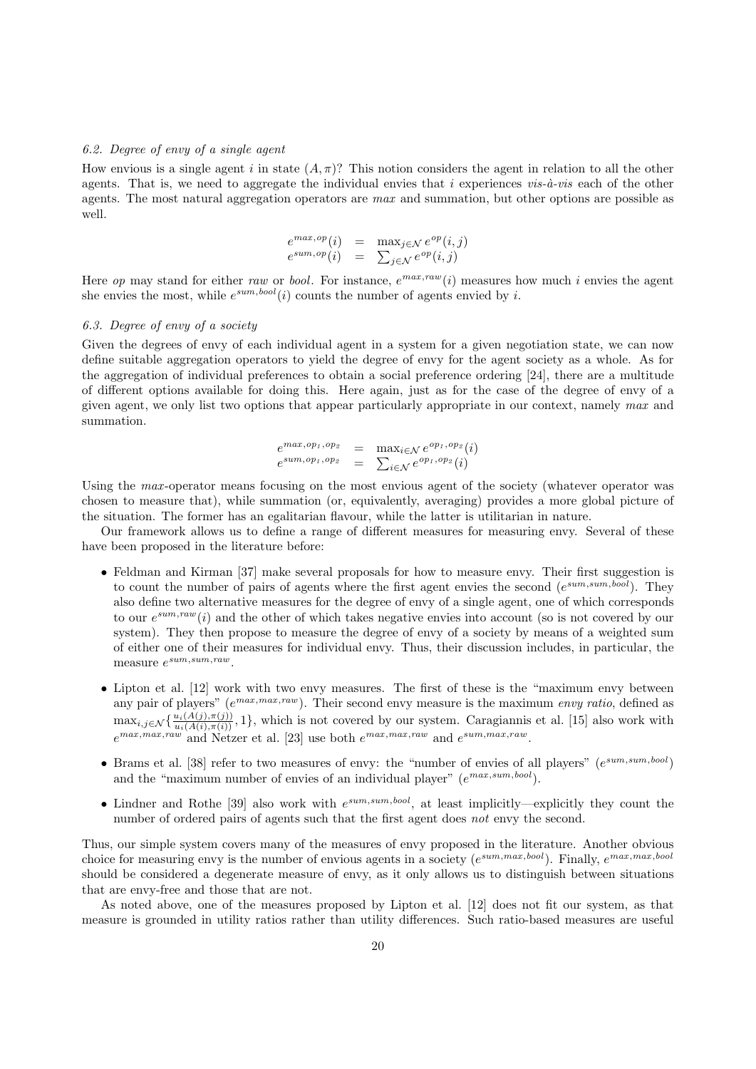### 6.2. Degree of envy of a single agent

How envious is a single agent $i$ in state $(A, \pi)$? This notion considers the agent in relation to all the other agents. That is, we need to aggregate the individual envies that $i$ experiences *vis-à-vis* each of the other agents. The most natural aggregation operators are *max* and summation, but other options are possible as well.

$$
\begin{aligned}
e^{max,op}(i) &= \max_{j \in \mathcal{N}} e^{op}(i,j) \\
e^{sum,op}(i) &= \sum_{j \in \mathcal{N}} e^{op}(i,j)
\end{aligned}
$$

Here *op* may stand for either *raw* or *bool*. For instance, $e^{max,raw}(i)$ measures how much $i$ envies the agent she envies the most, while $e^{sum,bool}(i)$ counts the number of agents envied by $i$.

### 6.3. Degree of envy of a society

Given the degrees of envy of each individual agent in a system for a given negotiation state, we can now define suitable aggregation operators to yield the degree of envy for the agent society as a whole. As for the aggregation of individual preferences to obtain a social preference ordering [24], there are a multitude of different options available for doing this. Here again, just as for the case of the degree of envy of a given agent, we only list two options that appear particularly appropriate in our context, namely *max* and summation.

$$
\begin{aligned}
e^{max,op_1,op_2} &= \max_{i \in \mathcal{N}} e^{op_1,op_2}(i) \\
e^{sum,op_1,op_2} &= \sum_{i \in \mathcal{N}} e^{op_1,op_2}(i)
\end{aligned}
$$

Using the *max*-operator means focusing on the most envious agent of the society (whatever operator was chosen to measure that), while summation (or, equivalently, averaging) provides a more global picture of the situation. The former has an egalitarian flavour, while the latter is utilitarian in nature.

Our framework allows us to define a range of different measures for measuring envy. Several of these have been proposed in the literature before:

- Feldman and Kirman [37] make several proposals for how to measure envy. Their first suggestion is to count the number of pairs of agents where the first agent envies the second ($e^{sum,sum,bool}$). They also define two alternative measures for the degree of envy of a single agent, one of which corresponds to our $e^{sum,raw}(i)$ and the other of which takes negative envies into account (so is not covered by our system). They then propose to measure the degree of envy of a society by means of a weighted sum of either one of their measures for individual envy. Thus, their discussion includes, in particular, the measure $e^{sum,sum,raw}$.
- Lipton et al. [12] work with two envy measures. The first of these is the "maximum envy between any pair of players" ($e^{max,max,raw}$). Their second envy measure is the maximum *envy ratio*, defined as $\max_{i,j \in \mathcal{N}} \{ \frac{u_i(A(j),\pi(j))}{u_i(A(i),\pi(i))}, 1\}$, which is not covered by our system. Caragiannis et al. [15] also work with $e^{max,max,raw}$ and Netzer et al. [23] use both $e^{max,max,raw}$ and $e^{sum,max,raw}$.
- Brams et al. [38] refer to two measures of envy: the "number of envies of all players" ($e^{sum,sum,bool}$) and the "maximum number of envies of an individual player" ($e^{max,sum,bool}$).
- Lindner and Rothe [39] also work with $e^{sum,sum,bool}$, at least implicitly—explicitly they count the number of ordered pairs of agents such that the first agent does *not* envy the second.

Thus, our simple system covers many of the measures of envy proposed in the literature. Another obvious choice for measuring envy is the number of envious agents in a society ($e^{sum,max,bool}$). Finally, $e^{max,max,bool}$ should be considered a degenerate measure of envy, as it only allows us to distinguish between situations that are envy-free and those that are not.

As noted above, one of the measures proposed by Lipton et al. [12] does not fit our system, as that measure is grounded in utility ratios rather than utility differences. Such ratio-based measures are useful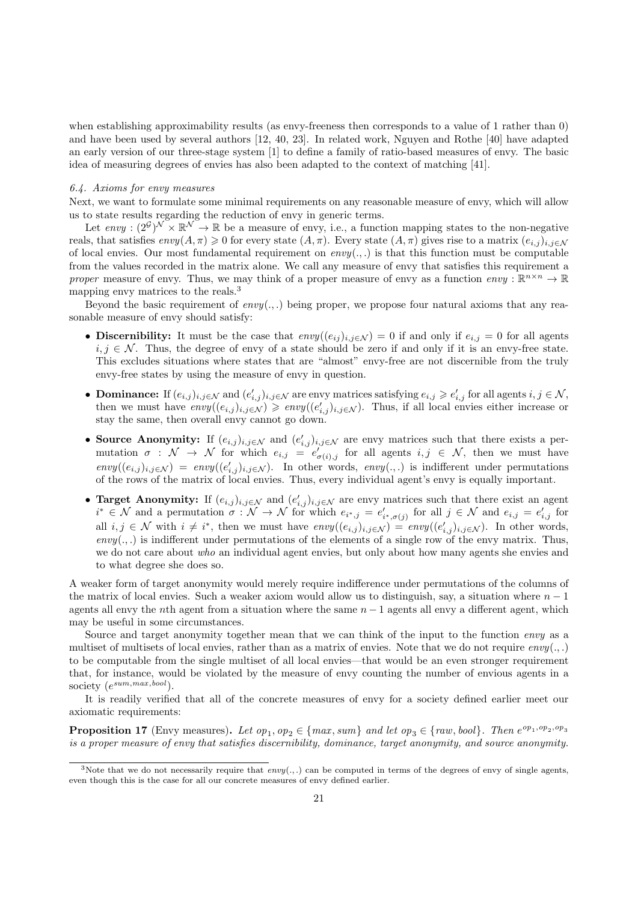when establishing approximability results (as envy-freeness then corresponds to a value of 1 rather than 0) and have been used by several authors [12, 40, 23]. In related work, Nguyen and Rothe [40] have adapted an early version of our three-stage system [1] to define a family of ratio-based measures of envy. The basic idea of measuring degrees of envies has also been adapted to the context of matching [41].

### 6.4. Axioms for envy measures

Next, we want to formulate some minimal requirements on any reasonable measure of envy, which will allow us to state results regarding the reduction of envy in generic terms.

Let $envy : (2^{\mathcal{G}})^{\mathcal{N}} \times \mathbb{R}^{\mathcal{N}} \to \mathbb{R}$ be a measure of envy, i.e., a function mapping states to the non-negative reals, that satisfies $envy(A, \pi) \geqslant 0$ for every state $(A, \pi)$. Every state $(A, \pi)$ gives rise to a matrix $(e_{i,j})_{i,j \in \mathcal{N}}$ of local envies. Our most fundamental requirement on $envy(.,.)$ is that this function must be computable from the values recorded in the matrix alone. We call any measure of envy that satisfies this requirement a *proper* measure of envy. Thus, we may think of a proper measure of envy as a function $envy : \mathbb{R}^{n \times n} \to \mathbb{R}$ mapping envy matrices to the reals.[3]

Beyond the basic requirement of $envy(.,.)$ being proper, we propose four natural axioms that any reasonable measure of envy should satisfy:

- **Discernibility:** It must be the case that $envy((e_{ij})_{i,j \in \mathcal{N}}) = 0$ if and only if $e_{i,j} = 0$ for all agents $i, j \in \mathcal{N}$. Thus, the degree of envy of a state should be zero if and only if it is an envy-free state. This excludes situations where states that are "almost" envy-free are not discernible from the truly envy-free states by using the measure of envy in question.
- **Dominance:** If $(e_{i,j})_{i,j \in \mathcal{N}}$ and $(e'_{i,j})_{i,j \in \mathcal{N}}$ are envy matrices satisfying $e_{i,j} \geqslant e'_{i,j}$ for all agents $i, j \in \mathcal{N}$, then we must have $envy((e_{i,j})_{i,j \in \mathcal{N}}) \geqslant envy((e'_{i,j})_{i,j \in \mathcal{N}})$. Thus, if all local envies either increase or stay the same, then overall envy cannot go down.
- **Source Anonymity:** If $(e_{i,j})_{i,j \in \mathcal{N}}$ and $(e'_{i,j})_{i,j \in \mathcal{N}}$ are envy matrices such that there exists a permutation $\sigma : \mathcal{N} \to \mathcal{N}$ for which $e_{i,j} = e'_{\sigma(i),j}$ for all agents $i, j \in \mathcal{N}$, then we must have $envy((e_{i,j})_{i,j \in \mathcal{N}}) = envy((e'_{i,j})_{i,j \in \mathcal{N}})$. In other words, $envy(.,.)$ is indifferent under permutations of the rows of the matrix of local envies. Thus, every individual agent's envy is equally important.
- **Target Anonymity:** If $(e_{i,j})_{i,j \in \mathcal{N}}$ and $(e'_{i,j})_{i,j \in \mathcal{N}}$ are envy matrices such that there exist an agent $i^* \in \mathcal{N}$ and a permutation $\sigma : \mathcal{N} \to \mathcal{N}$ for which $e_{i^*,j} = e'_{i^*,\sigma(j)}$ for all $j \in \mathcal{N}$ and $e_{i,j} = e'_{i,j}$ for all $i, j \in \mathcal{N}$ with $i \neq i^*$, then we must have $envy((e_{i,j})_{i,j \in \mathcal{N}}) = envy((e'_{i,j})_{i,j \in \mathcal{N}})$. In other words, $envy(.,.)$ is indifferent under permutations of the elements of a single row of the envy matrix. Thus, we do not care about *who* an individual agent envies, but only about how many agents she envies and to what degree she does so.

A weaker form of target anonymity would merely require indifference under permutations of the columns of the matrix of local envies. Such a weaker axiom would allow us to distinguish, say, a situation where $n-1$ agents all envy the $n$th agent from a situation where the same $n-1$ agents all envy a different agent, which may be useful in some circumstances.

Source and target anonymity together mean that we can think of the input to the function *envy* as a multiset of multisets of local envies, rather than as a matrix of envies. Note that we do not require $envy(.,.)$ to be computable from the single multiset of all local envies—that would be an even stronger requirement that, for instance, would be violated by the measure of envy counting the number of envious agents in a society ($e^{sum,max,bool}$).

It is readily verified that all of the concrete measures of envy for a society defined earlier meet our axiomatic requirements:

**Proposition 17** (Envy measures)**.** *Let $op_1, op_2 \in \{max, sum\}$ and let $op_3 \in \{raw, bool\}$. Then $e^{op_1,op_2,op_3}$ is a proper measure of envy that satisfies discernibility, dominance, target anonymity, and source anonymity.*

---

[3] Note that we do not necessarily require that $envy(.,.)$ can be computed in terms of the degrees of envy of single agents, even though this is the case for all our concrete measures of envy defined earlier.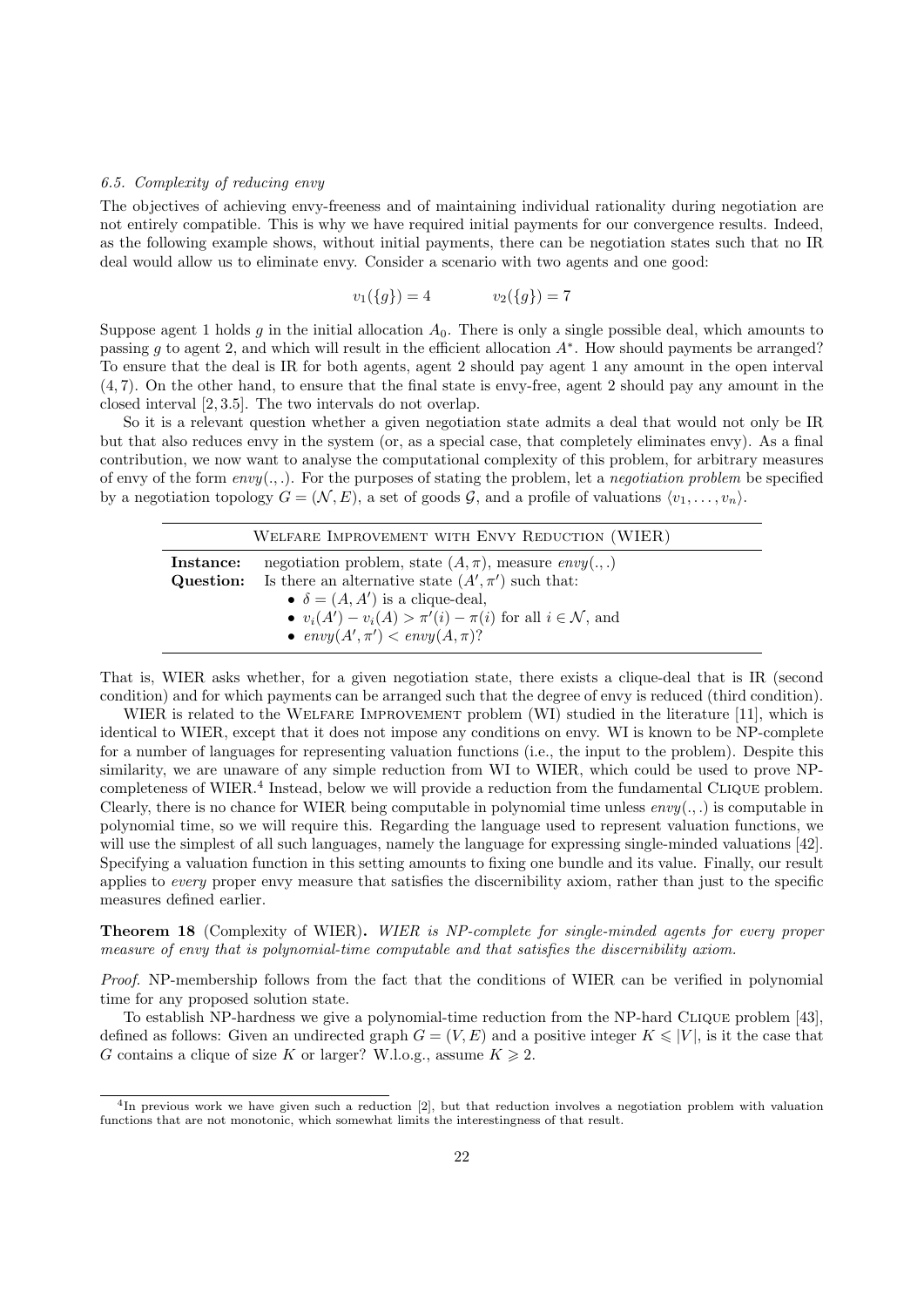### 6.5. Complexity of reducing envy

The objectives of achieving envy-freeness and of maintaining individual rationality during negotiation are not entirely compatible. This is why we have required initial payments for our convergence results. Indeed, as the following example shows, without initial payments, there can be negotiation states such that no IR deal would allow us to eliminate envy. Consider a scenario with two agents and one good:

$$v_1(\{g\}) = 4 \qquad\qquad v_2(\{g\}) = 7$$

Suppose agent 1 holds $g$ in the initial allocation $A_0$. There is only a single possible deal, which amounts to passing $g$ to agent 2, and which will result in the efficient allocation $A^*$. How should payments be arranged? To ensure that the deal is IR for both agents, agent 2 should pay agent 1 any amount in the open interval $(4, 7)$. On the other hand, to ensure that the final state is envy-free, agent 2 should pay any amount in the closed interval $[2, 3.5]$. The two intervals do not overlap.

So it is a relevant question whether a given negotiation state admits a deal that would not only be IR but that also reduces envy in the system (or, as a special case, that completely eliminates envy). As a final contribution, we now want to analyse the computational complexity of this problem, for arbitrary measures of envy of the form $envy(.,.)$. For the purposes of stating the problem, let a *negotiation problem* be specified by a negotiation topology $G = (\mathcal{N}, E)$, a set of goods $\mathcal{G}$, and a profile of valuations $\langle v_1, \ldots, v_n \rangle$.

| Welfare Improvement with Envy Reduction (WIER) | |
|---|---|
| **Instance:** | negotiation problem, state $(A, \pi)$, measure $envy(.,.)$ |
| **Question:** | Is there an alternative state $(A', \pi')$ such that: <br>• $\delta = (A, A')$ is a clique-deal, <br>• $v_i(A') - v_i(A) > \pi'(i) - \pi(i)$ for all $i \in \mathcal{N}$, and <br>• $envy(A', \pi') < envy(A, \pi)$? |

That is, WIER asks whether, for a given negotiation state, there exists a clique-deal that is IR (second condition) and for which payments can be arranged such that the degree of envy is reduced (third condition).

WIER is related to the Welfare Improvement problem (WI) studied in the literature [11], which is identical to WIER, except that it does not impose any conditions on envy. WI is known to be NP-complete for a number of languages for representing valuation functions (i.e., the input to the problem). Despite this similarity, we are unaware of any simple reduction from WI to WIER, which could be used to prove NP-completeness of WIER.[4] Instead, below we will provide a reduction from the fundamental Clique problem. Clearly, there is no chance for WIER being computable in polynomial time unless $envy(.,.)$ is computable in polynomial time, so we will require this. Regarding the language used to represent valuation functions, we will use the simplest of all such languages, namely the language for expressing single-minded valuations [42]. Specifying a valuation function in this setting amounts to fixing one bundle and its value. Finally, our result applies to *every* proper envy measure that satisfies the discernibility axiom, rather than just to the specific measures defined earlier.

**Theorem 18** (Complexity of WIER)**.** *WIER is NP-complete for single-minded agents for every proper measure of envy that is polynomial-time computable and that satisfies the discernibility axiom.*

*Proof.* NP-membership follows from the fact that the conditions of WIER can be verified in polynomial time for any proposed solution state.

To establish NP-hardness we give a polynomial-time reduction from the NP-hard Clique problem [43], defined as follows: Given an undirected graph $G = (V, E)$ and a positive integer $K \leqslant |V|$, is it the case that $G$ contains a clique of size $K$ or larger? W.l.o.g., assume $K \geqslant 2$.

[4] In previous work we have given such a reduction [2], but that reduction involves a negotiation problem with valuation functions that are not monotonic, which somewhat limits the interestingness of that result.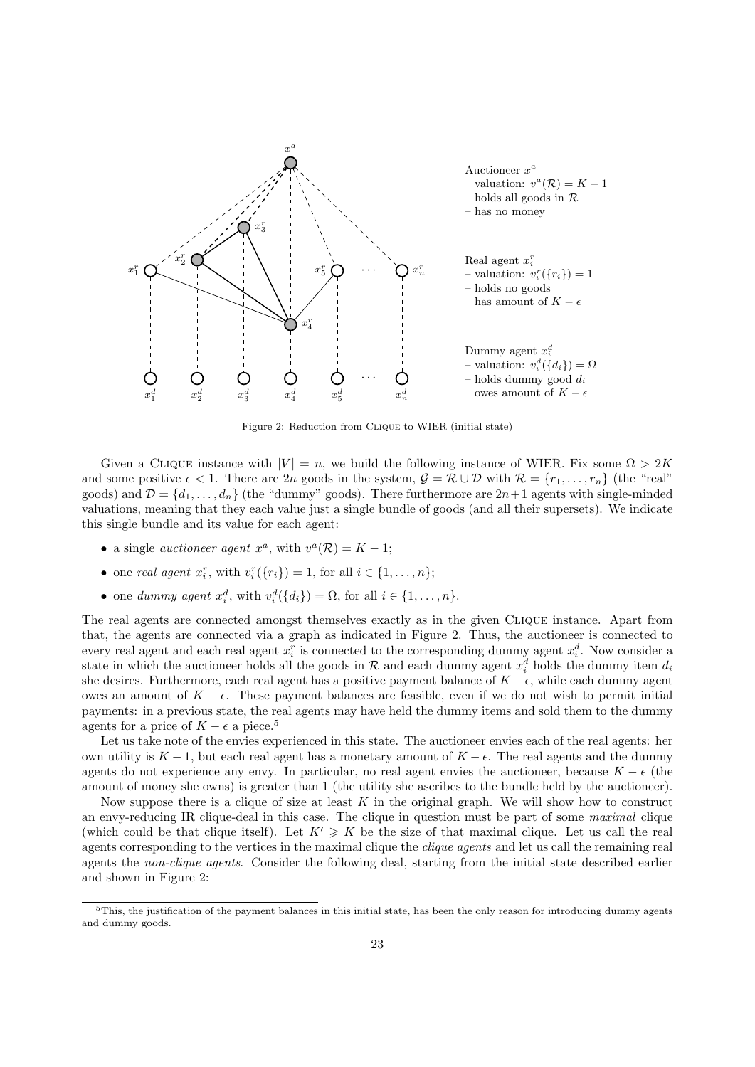Auctioneer $x^a$
– valuation: $v^a(\mathcal{R}) = K - 1$
– holds all goods in $\mathcal{R}$
– has no money

Real agent $x_i^r$
– valuation: $v_i^r(\{r_i\}) = 1$
– holds no goods
– has amount of $K - \epsilon$

Dummy agent $x_i^d$
– valuation: $v_i^d(\{d_i\}) = \Omega$
– holds dummy good $d_i$
– owes amount of $K - \epsilon$

Figure 2: Reduction from Clique to WIER (initial state)

Given a Clique instance with $|V| = n$, we build the following instance of WIER. Fix some $\Omega > 2K$ and some positive $\epsilon < 1$. There are $2n$ goods in the system, $\mathcal{G} = \mathcal{R} \cup \mathcal{D}$ with $\mathcal{R} = \{r_1, \ldots, r_n\}$ (the "real" goods) and $\mathcal{D} = \{d_1, \ldots, d_n\}$ (the "dummy" goods). There furthermore are $2n+1$ agents with single-minded valuations, meaning that they each value just a single bundle of goods (and all their supersets). We indicate this single bundle and its value for each agent:

- a single *auctioneer agent* $x^a$, with $v^a(\mathcal{R}) = K - 1$;
- one *real agent* $x_i^r$, with $v_i^r(\{r_i\}) = 1$, for all $i \in \{1, \ldots, n\}$;
- one *dummy agent* $x_i^d$, with $v_i^d(\{d_i\}) = \Omega$, for all $i \in \{1, \ldots, n\}$.

The real agents are connected amongst themselves exactly as in the given Clique instance. Apart from that, the agents are connected via a graph as indicated in Figure 2. Thus, the auctioneer is connected to every real agent and each real agent $x_i^r$ is connected to the corresponding dummy agent $x_i^d$. Now consider a state in which the auctioneer holds all the goods in $\mathcal{R}$ and each dummy agent $x_i^d$ holds the dummy item $d_i$ she desires. Furthermore, each real agent has a positive payment balance of $K - \epsilon$, while each dummy agent owes an amount of $K - \epsilon$. These payment balances are feasible, even if we do not wish to permit initial payments: in a previous state, the real agents may have held the dummy items and sold them to the dummy agents for a price of $K - \epsilon$ a piece.[5]

Let us take note of the envies experienced in this state. The auctioneer envies each of the real agents: her own utility is $K - 1$, but each real agent has a monetary amount of $K - \epsilon$. The real agents and the dummy agents do not experience any envy. In particular, no real agent envies the auctioneer, because $K - \epsilon$ (the amount of money she owns) is greater than 1 (the utility she ascribes to the bundle held by the auctioneer).

Now suppose there is a clique of size at least $K$ in the original graph. We will show how to construct an envy-reducing IR clique-deal in this case. The clique in question must be part of some *maximal* clique (which could be that clique itself). Let $K' \geqslant K$ be the size of that maximal clique. Let us call the real agents corresponding to the vertices in the maximal clique the *clique agents* and let us call the remaining real agents the *non-clique agents*. Consider the following deal, starting from the initial state described earlier and shown in Figure 2:

[5] This, the justification of the payment balances in this initial state, has been the only reason for introducing dummy agents and dummy goods.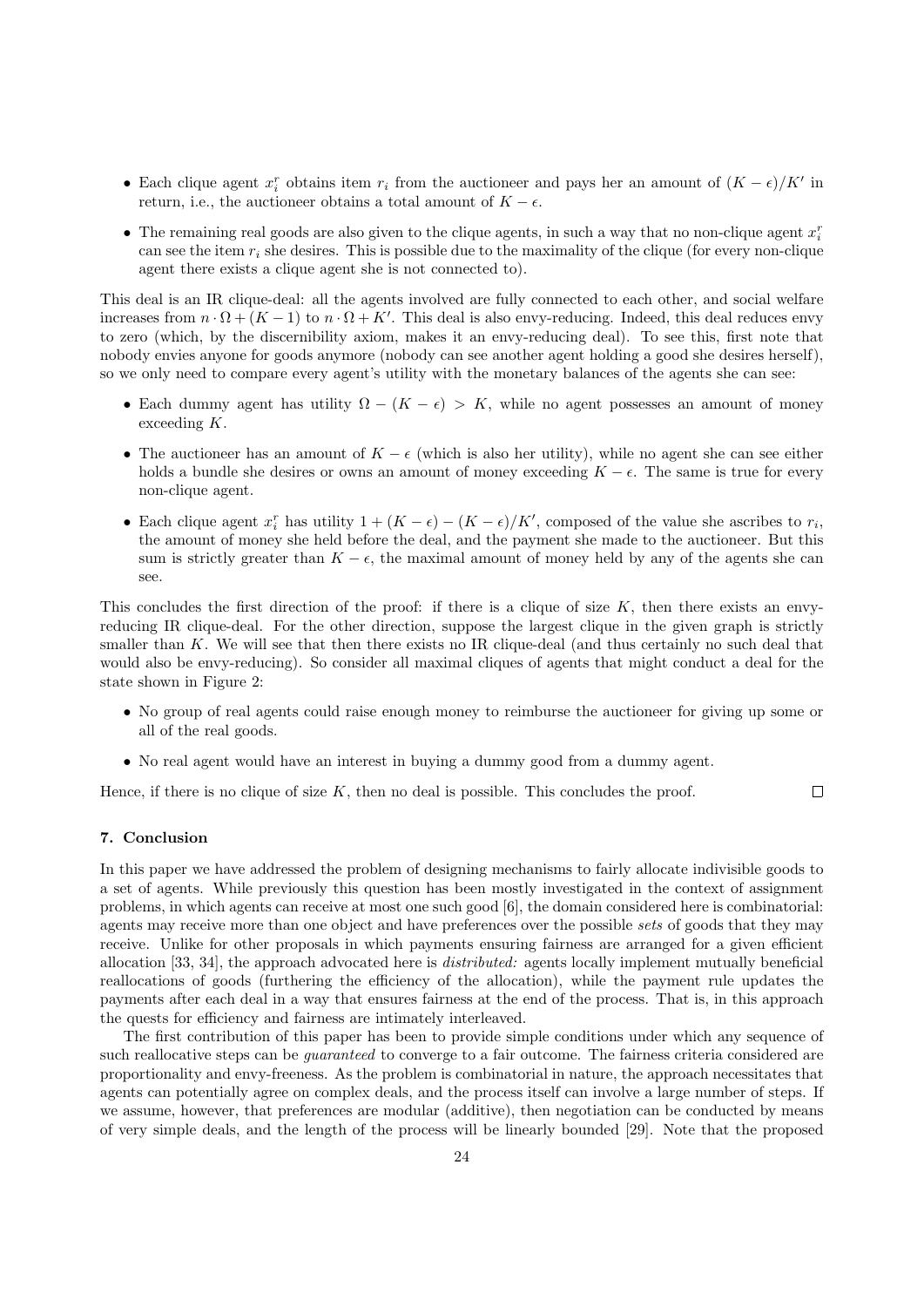- Each clique agent $x_i^r$ obtains item $r_i$ from the auctioneer and pays her an amount of $(K - \epsilon)/K'$ in return, i.e., the auctioneer obtains a total amount of $K - \epsilon$.
- The remaining real goods are also given to the clique agents, in such a way that no non-clique agent $x_i^r$ can see the item $r_i$ she desires. This is possible due to the maximality of the clique (for every non-clique agent there exists a clique agent she is not connected to).

This deal is an IR clique-deal: all the agents involved are fully connected to each other, and social welfare increases from $n \cdot \Omega + (K - 1)$ to $n \cdot \Omega + K'$. This deal is also envy-reducing. Indeed, this deal reduces envy to zero (which, by the discernibility axiom, makes it an envy-reducing deal). To see this, first note that nobody envies anyone for goods anymore (nobody can see another agent holding a good she desires herself), so we only need to compare every agent's utility with the monetary balances of the agents she can see:

- Each dummy agent has utility $\Omega - (K - \epsilon) > K$, while no agent possesses an amount of money exceeding $K$.
- The auctioneer has an amount of $K - \epsilon$ (which is also her utility), while no agent she can see either holds a bundle she desires or owns an amount of money exceeding $K - \epsilon$. The same is true for every non-clique agent.
- Each clique agent $x_i^r$ has utility $1 + (K - \epsilon) - (K - \epsilon)/K'$, composed of the value she ascribes to $r_i$, the amount of money she held before the deal, and the payment she made to the auctioneer. But this sum is strictly greater than $K - \epsilon$, the maximal amount of money held by any of the agents she can see.

This concludes the first direction of the proof: if there is a clique of size $K$, then there exists an envy-reducing IR clique-deal. For the other direction, suppose the largest clique in the given graph is strictly smaller than $K$. We will see that then there exists no IR clique-deal (and thus certainly no such deal that would also be envy-reducing). So consider all maximal cliques of agents that might conduct a deal for the state shown in Figure 2:

- No group of real agents could raise enough money to reimburse the auctioneer for giving up some or all of the real goods.
- No real agent would have an interest in buying a dummy good from a dummy agent.

Hence, if there is no clique of size $K$, then no deal is possible. This concludes the proof. □

## 7. Conclusion

In this paper we have addressed the problem of designing mechanisms to fairly allocate indivisible goods to a set of agents. While previously this question has been mostly investigated in the context of assignment problems, in which agents can receive at most one such good [6], the domain considered here is combinatorial: agents may receive more than one object and have preferences over the possible *sets* of goods that they may receive. Unlike for other proposals in which payments ensuring fairness are arranged for a given efficient allocation [33, 34], the approach advocated here is *distributed:* agents locally implement mutually beneficial reallocations of goods (furthering the efficiency of the allocation), while the payment rule updates the payments after each deal in a way that ensures fairness at the end of the process. That is, in this approach the quests for efficiency and fairness are intimately interleaved.

The first contribution of this paper has been to provide simple conditions under which any sequence of such reallocative steps can be *guaranteed* to converge to a fair outcome. The fairness criteria considered are proportionality and envy-freeness. As the problem is combinatorial in nature, the approach necessitates that agents can potentially agree on complex deals, and the process itself can involve a large number of steps. If we assume, however, that preferences are modular (additive), then negotiation can be conducted by means of very simple deals, and the length of the process will be linearly bounded [29]. Note that the proposed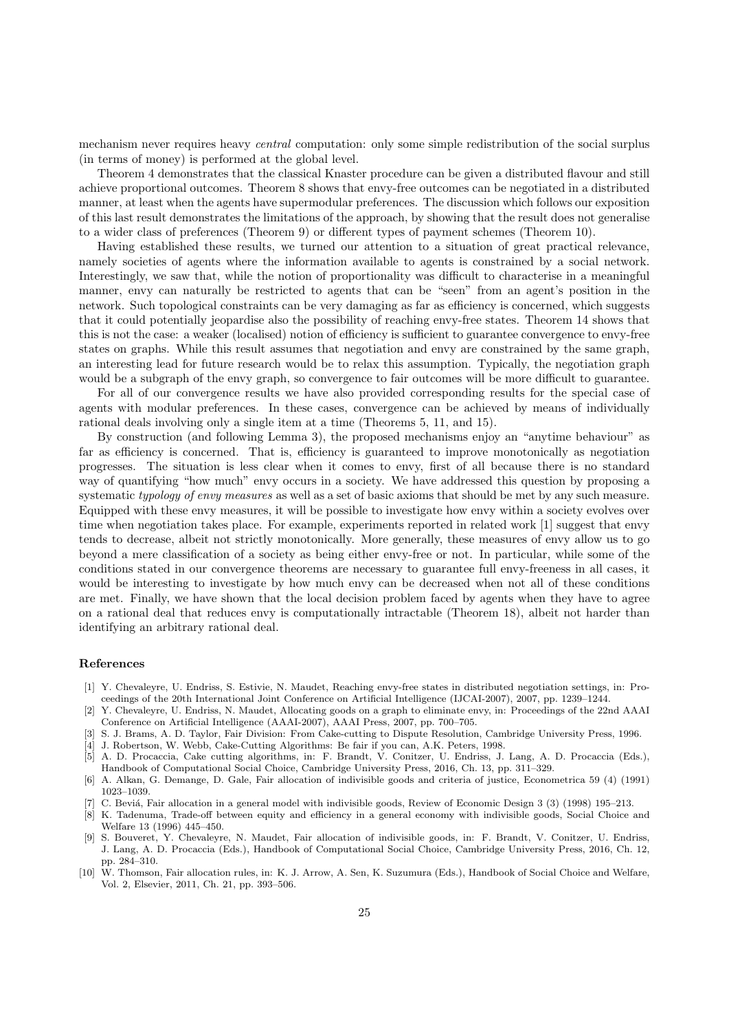mechanism never requires heavy *central* computation: only some simple redistribution of the social surplus (in terms of money) is performed at the global level.

Theorem 4 demonstrates that the classical Knaster procedure can be given a distributed flavour and still achieve proportional outcomes. Theorem 8 shows that envy-free outcomes can be negotiated in a distributed manner, at least when the agents have supermodular preferences. The discussion which follows our exposition of this last result demonstrates the limitations of the approach, by showing that the result does not generalise to a wider class of preferences (Theorem 9) or different types of payment schemes (Theorem 10).

Having established these results, we turned our attention to a situation of great practical relevance, namely societies of agents where the information available to agents is constrained by a social network. Interestingly, we saw that, while the notion of proportionality was difficult to characterise in a meaningful manner, envy can naturally be restricted to agents that can be "seen" from an agent's position in the network. Such topological constraints can be very damaging as far as efficiency is concerned, which suggests that it could potentially jeopardise also the possibility of reaching envy-free states. Theorem 14 shows that this is not the case: a weaker (localised) notion of efficiency is sufficient to guarantee convergence to envy-free states on graphs. While this result assumes that negotiation and envy are constrained by the same graph, an interesting lead for future research would be to relax this assumption. Typically, the negotiation graph would be a subgraph of the envy graph, so convergence to fair outcomes will be more difficult to guarantee.

For all of our convergence results we have also provided corresponding results for the special case of agents with modular preferences. In these cases, convergence can be achieved by means of individually rational deals involving only a single item at a time (Theorems 5, 11, and 15).

By construction (and following Lemma 3), the proposed mechanisms enjoy an "anytime behaviour" as far as efficiency is concerned. That is, efficiency is guaranteed to improve monotonically as negotiation progresses. The situation is less clear when it comes to envy, first of all because there is no standard way of quantifying "how much" envy occurs in a society. We have addressed this question by proposing a systematic *typology of envy measures* as well as a set of basic axioms that should be met by any such measure. Equipped with these envy measures, it will be possible to investigate how envy within a society evolves over time when negotiation takes place. For example, experiments reported in related work [1] suggest that envy tends to decrease, albeit not strictly monotonically. More generally, these measures of envy allow us to go beyond a mere classification of a society as being either envy-free or not. In particular, while some of the conditions stated in our convergence theorems are necessary to guarantee full envy-freeness in all cases, it would be interesting to investigate by how much envy can be decreased when not all of these conditions are met. Finally, we have shown that the local decision problem faced by agents when they have to agree on a rational deal that reduces envy is computationally intractable (Theorem 18), albeit not harder than identifying an arbitrary rational deal.

## References

[1] Y. Chevaleyre, U. Endriss, S. Estivie, N. Maudet, Reaching envy-free states in distributed negotiation settings, in: Proceedings of the 20th International Joint Conference on Artificial Intelligence (IJCAI-2007), 2007, pp. 1239–1244.

[2] Y. Chevaleyre, U. Endriss, N. Maudet, Allocating goods on a graph to eliminate envy, in: Proceedings of the 22nd AAAI Conference on Artificial Intelligence (AAAI-2007), AAAI Press, 2007, pp. 700–705.

[3] S. J. Brams, A. D. Taylor, Fair Division: From Cake-cutting to Dispute Resolution, Cambridge University Press, 1996.

[4] J. Robertson, W. Webb, Cake-Cutting Algorithms: Be fair if you can, A.K. Peters, 1998.

[5] A. D. Procaccia, Cake cutting algorithms, in: F. Brandt, V. Conitzer, U. Endriss, J. Lang, A. D. Procaccia (Eds.), Handbook of Computational Social Choice, Cambridge University Press, 2016, Ch. 13, pp. 311–329.

[6] A. Alkan, G. Demange, D. Gale, Fair allocation of indivisible goods and criteria of justice, Econometrica 59 (4) (1991) 1023–1039.

[7] C. Beviá, Fair allocation in a general model with indivisible goods, Review of Economic Design 3 (3) (1998) 195–213.

[8] K. Tadenuma, Trade-off between equity and efficiency in a general economy with indivisible goods, Social Choice and Welfare 13 (1996) 445–450.

[9] S. Bouveret, Y. Chevaleyre, N. Maudet, Fair allocation of indivisible goods, in: F. Brandt, V. Conitzer, U. Endriss, J. Lang, A. D. Procaccia (Eds.), Handbook of Computational Social Choice, Cambridge University Press, 2016, Ch. 12, pp. 284–310.

[10] W. Thomson, Fair allocation rules, in: K. J. Arrow, A. Sen, K. Suzumura (Eds.), Handbook of Social Choice and Welfare, Vol. 2, Elsevier, 2011, Ch. 21, pp. 393–506.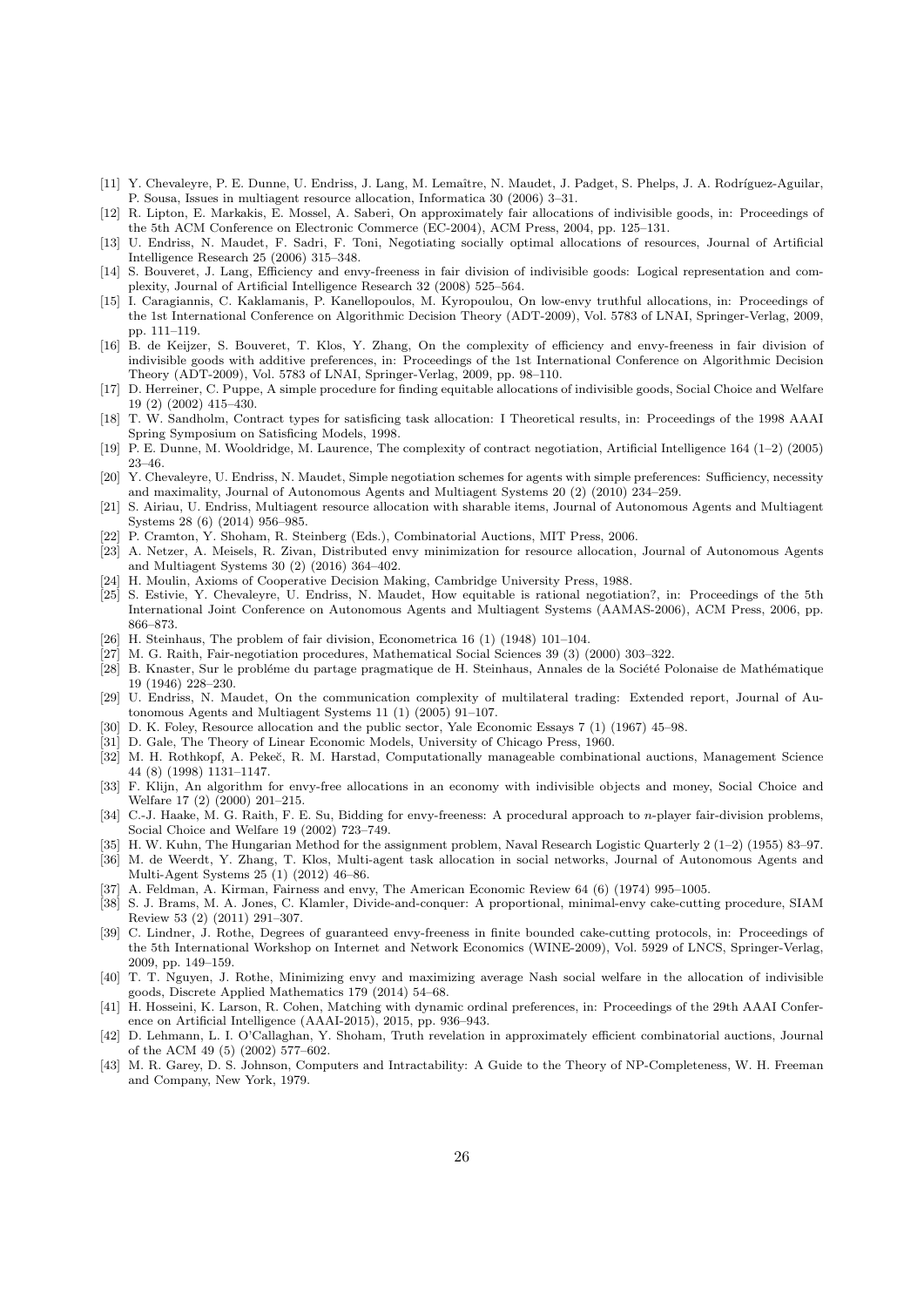[11] Y. Chevaleyre, P. E. Dunne, U. Endriss, J. Lang, M. Lemaître, N. Maudet, J. Padget, S. Phelps, J. A. Rodríguez-Aguilar, P. Sousa, Issues in multiagent resource allocation, Informatica 30 (2006) 3–31.

[12] R. Lipton, E. Markakis, E. Mossel, A. Saberi, On approximately fair allocations of indivisible goods, in: Proceedings of the 5th ACM Conference on Electronic Commerce (EC-2004), ACM Press, 2004, pp. 125–131.

[13] U. Endriss, N. Maudet, F. Sadri, F. Toni, Negotiating socially optimal allocations of resources, Journal of Artificial Intelligence Research 25 (2006) 315–348.

[14] S. Bouveret, J. Lang, Efficiency and envy-freeness in fair division of indivisible goods: Logical representation and complexity, Journal of Artificial Intelligence Research 32 (2008) 525–564.

[15] I. Caragiannis, C. Kaklamanis, P. Kanellopoulos, M. Kyropoulou, On low-envy truthful allocations, in: Proceedings of the 1st International Conference on Algorithmic Decision Theory (ADT-2009), Vol. 5783 of LNAI, Springer-Verlag, 2009, pp. 111–119.

[16] B. de Keijzer, S. Bouveret, T. Klos, Y. Zhang, On the complexity of efficiency and envy-freeness in fair division of indivisible goods with additive preferences, in: Proceedings of the 1st International Conference on Algorithmic Decision Theory (ADT-2009), Vol. 5783 of LNAI, Springer-Verlag, 2009, pp. 98–110.

[17] D. Herreiner, C. Puppe, A simple procedure for finding equitable allocations of indivisible goods, Social Choice and Welfare 19 (2) (2002) 415–430.

[18] T. W. Sandholm, Contract types for satisficing task allocation: I Theoretical results, in: Proceedings of the 1998 AAAI Spring Symposium on Satisficing Models, 1998.

[19] P. E. Dunne, M. Wooldridge, M. Laurence, The complexity of contract negotiation, Artificial Intelligence 164 (1–2) (2005) 23–46.

[20] Y. Chevaleyre, U. Endriss, N. Maudet, Simple negotiation schemes for agents with simple preferences: Sufficiency, necessity and maximality, Journal of Autonomous Agents and Multiagent Systems 20 (2) (2010) 234–259.

[21] S. Airiau, U. Endriss, Multiagent resource allocation with sharable items, Journal of Autonomous Agents and Multiagent Systems 28 (6) (2014) 956–985.

[22] P. Cramton, Y. Shoham, R. Steinberg (Eds.), Combinatorial Auctions, MIT Press, 2006.

[23] A. Netzer, A. Meisels, R. Zivan, Distributed envy minimization for resource allocation, Journal of Autonomous Agents and Multiagent Systems 30 (2) (2016) 364–402.

[24] H. Moulin, Axioms of Cooperative Decision Making, Cambridge University Press, 1988.

[25] S. Estivie, Y. Chevaleyre, U. Endriss, N. Maudet, How equitable is rational negotiation?, in: Proceedings of the 5th International Joint Conference on Autonomous Agents and Multiagent Systems (AAMAS-2006), ACM Press, 2006, pp. 866–873.

[26] H. Steinhaus, The problem of fair division, Econometrica 16 (1) (1948) 101–104.

[27] M. G. Raith, Fair-negotiation procedures, Mathematical Social Sciences 39 (3) (2000) 303–322.

[28] B. Knaster, Sur le probléme du partage pragmatique de H. Steinhaus, Annales de la Société Polonaise de Mathématique 19 (1946) 228–230.

[29] U. Endriss, N. Maudet, On the communication complexity of multilateral trading: Extended report, Journal of Autonomous Agents and Multiagent Systems 11 (1) (2005) 91–107.

[30] D. K. Foley, Resource allocation and the public sector, Yale Economic Essays 7 (1) (1967) 45–98.

[31] D. Gale, The Theory of Linear Economic Models, University of Chicago Press, 1960.

[32] M. H. Rothkopf, A. Pekeč, R. M. Harstad, Computationally manageable combinational auctions, Management Science 44 (8) (1998) 1131–1147.

[33] F. Klijn, An algorithm for envy-free allocations in an economy with indivisible objects and money, Social Choice and Welfare 17 (2) (2000) 201–215.

[34] C.-J. Haake, M. G. Raith, F. E. Su, Bidding for envy-freeness: A procedural approach to $n$-player fair-division problems, Social Choice and Welfare 19 (2002) 723–749.

[35] H. W. Kuhn, The Hungarian Method for the assignment problem, Naval Research Logistic Quarterly 2 (1–2) (1955) 83–97.

[36] M. de Weerdt, Y. Zhang, T. Klos, Multi-agent task allocation in social networks, Journal of Autonomous Agents and Multi-Agent Systems 25 (1) (2012) 46–86.

[37] A. Feldman, A. Kirman, Fairness and envy, The American Economic Review 64 (6) (1974) 995–1005.

[38] S. J. Brams, M. A. Jones, C. Klamler, Divide-and-conquer: A proportional, minimal-envy cake-cutting procedure, SIAM Review 53 (2) (2011) 291–307.

[39] C. Lindner, J. Rothe, Degrees of guaranteed envy-freeness in finite bounded cake-cutting protocols, in: Proceedings of the 5th International Workshop on Internet and Network Economics (WINE-2009), Vol. 5929 of LNCS, Springer-Verlag, 2009, pp. 149–159.

[40] T. T. Nguyen, J. Rothe, Minimizing envy and maximizing average Nash social welfare in the allocation of indivisible goods, Discrete Applied Mathematics 179 (2014) 54–68.

[41] H. Hosseini, K. Larson, R. Cohen, Matching with dynamic ordinal preferences, in: Proceedings of the 29th AAAI Conference on Artificial Intelligence (AAAI-2015), 2015, pp. 936–943.

[42] D. Lehmann, L. I. O'Callaghan, Y. Shoham, Truth revelation in approximately efficient combinatorial auctions, Journal of the ACM 49 (5) (2002) 577–602.

[43] M. R. Garey, D. S. Johnson, Computers and Intractability: A Guide to the Theory of NP-Completeness, W. H. Freeman and Company, New York, 1979.